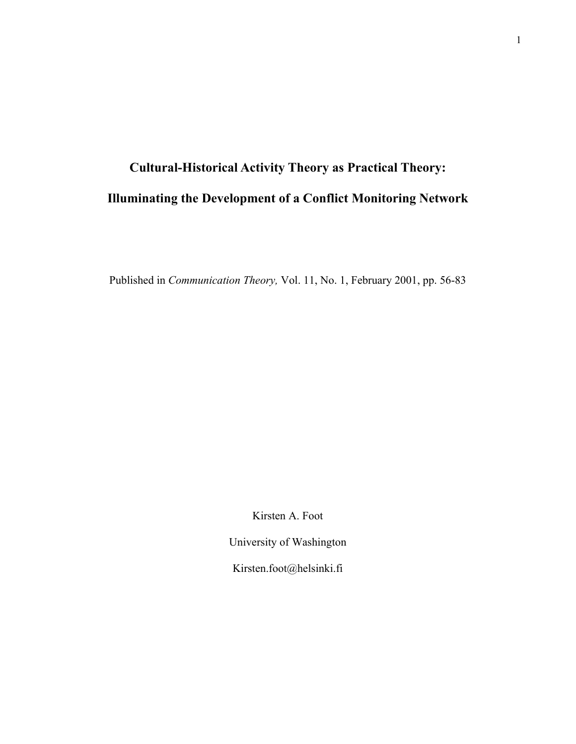# Cultural-Historical Activity Theory as Practical Theory:

# Illuminating the Development of a Conflict Monitoring Network

Published in *Communication Theory,* Vol. 11, No. 1, February 2001, pp. 56-83

Kirsten A. Foot

University of Washington

Kirsten.foot@helsinki.fi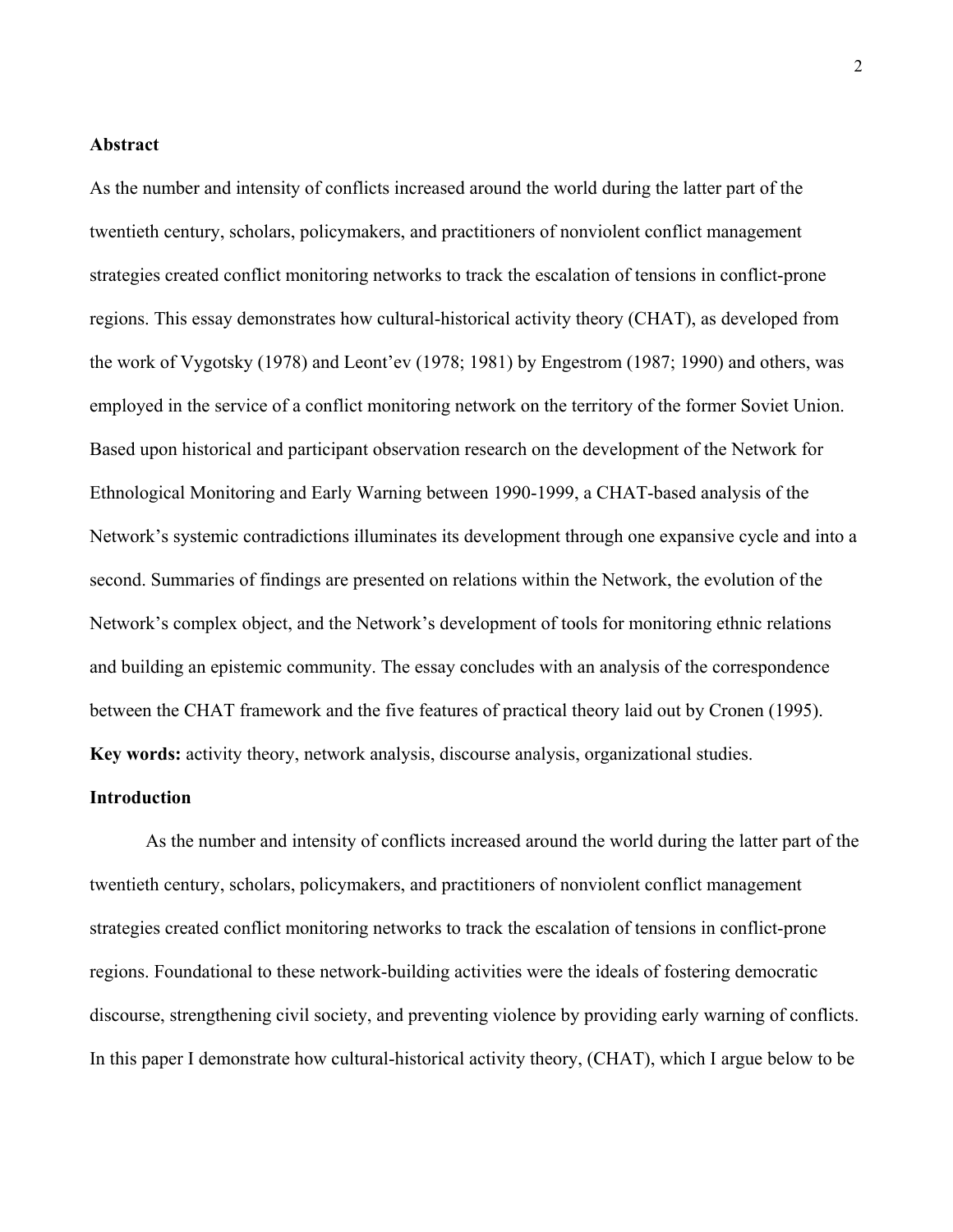**Abstract**

As the number and intensity of conflicts increased around the world during the latter part of the twentieth century, scholars, policymakers, and practitioners of nonviolent conflict management strategies created conflict monitoring networks to track the escalation of tensions in conflict-prone regions. This essay demonstrates how cultural-historical activity theory (CHAT), as developed from the work of Vygotsky (1978) and Leont'ev (1978; 1981) by Engestrom (1987; 1990) and others, was employed in the service of a conflict monitoring network on the territory of the former Soviet Union. Based upon historical and participant observation research on the development of the Network for Ethnological Monitoring and Early Warning between 1990-1999, a CHAT-based analysis of the Network's systemic contradictions illuminates its development through one expansive cycle and into a second. Summaries of findings are presented on relations within the Network, the evolution of the Network's complex object, and the Network's development of tools for monitoring ethnic relations and building an epistemic community. The essay concludes with an analysis of the correspondence between the CHAT framework and the five features of practical theory laid out by Cronen (1995).

**Key words:** activity theory, network analysis, discourse analysis, organizational studies.

**Introduction**

As the number and intensity of conflicts increased around the world during the latter part of the twentieth century, scholars, policymakers, and practitioners of nonviolent conflict management strategies created conflict monitoring networks to track the escalation of tensions in conflict-prone regions. Foundational to these network-building activities were the ideals of fostering democratic discourse, strengthening civil society, and preventing violence by providing early warning of conflicts. In this paper I demonstrate how cultural-historical activity theory, (CHAT), which I argue below to be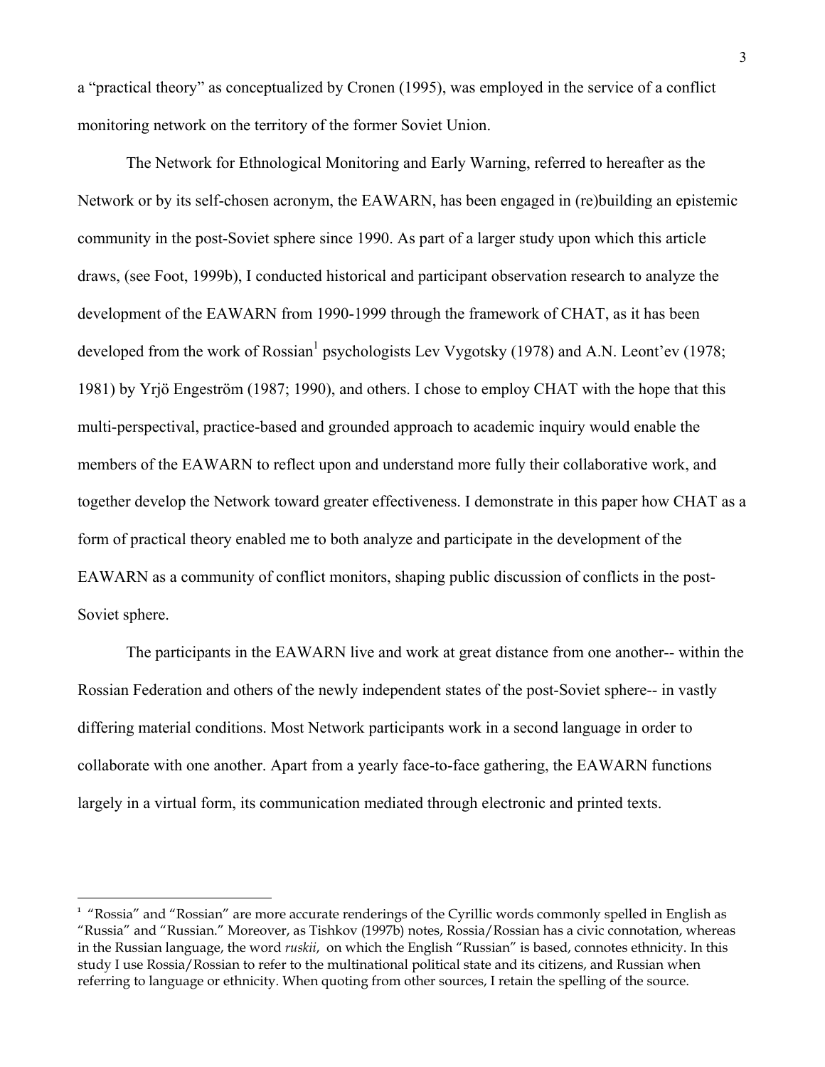a "practical theory" as conceptualized by Cronen (1995), was employed in the service of a conflict monitoring network on the territory of the former Soviet Union.

The Network for Ethnological Monitoring and Early Warning, referred to hereafter as the Network or by its self-chosen acronym, the EAWARN, has been engaged in (re)building an epistemic community in the post-Soviet sphere since 1990. As part of a larger study upon which this article draws, (see Foot, 1999b), I conducted historical and participant observation research to analyze the development of the EAWARN from 1990-1999 through the framework of CHAT, as it has been developed from the work of Rossian[1] psychologists Lev Vygotsky (1978) and A.N. Leont'ev (1978; 1981) by Yrjö Engeström (1987; 1990), and others. I chose to employ CHAT with the hope that this multi-perspectival, practice-based and grounded approach to academic inquiry would enable the members of the EAWARN to reflect upon and understand more fully their collaborative work, and together develop the Network toward greater effectiveness. I demonstrate in this paper how CHAT as a form of practical theory enabled me to both analyze and participate in the development of the EAWARN as a community of conflict monitors, shaping public discussion of conflicts in the post-Soviet sphere.

The participants in the EAWARN live and work at great distance from one another-- within the Rossian Federation and others of the newly independent states of the post-Soviet sphere-- in vastly differing material conditions. Most Network participants work in a second language in order to collaborate with one another. Apart from a yearly face-to-face gathering, the EAWARN functions largely in a virtual form, its communication mediated through electronic and printed texts.

---

[1] "Rossia" and "Rossian" are more accurate renderings of the Cyrillic words commonly spelled in English as "Russia" and "Russian." Moreover, as Tishkov (1997b) notes, Rossia/Rossian has a civic connotation, whereas in the Russian language, the word *ruskii*, on which the English "Russian" is based, connotes ethnicity. In this study I use Rossia/Rossian to refer to the multinational political state and its citizens, and Russian when referring to language or ethnicity. When quoting from other sources, I retain the spelling of the source.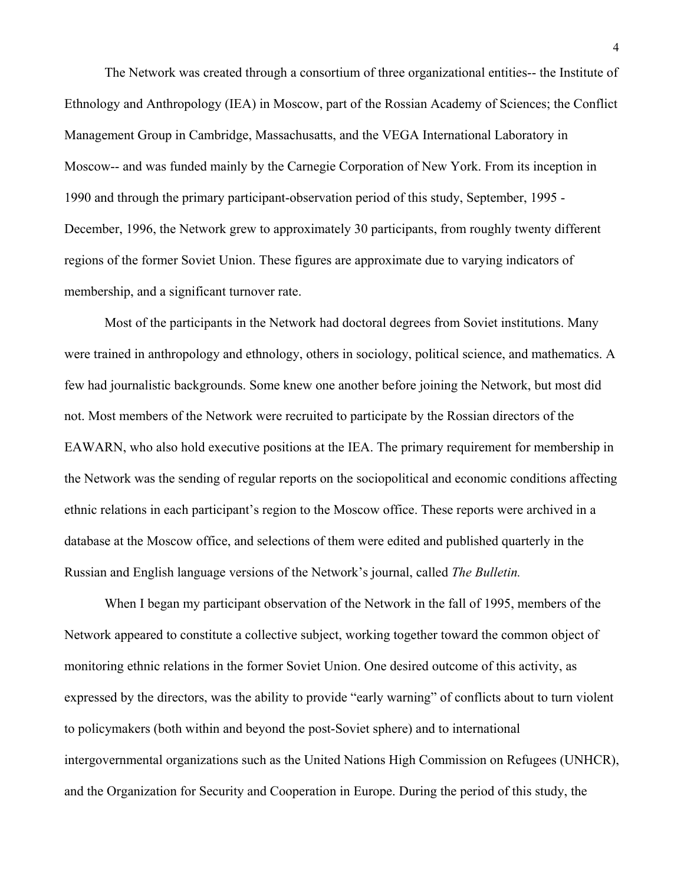The Network was created through a consortium of three organizational entities-- the Institute of Ethnology and Anthropology (IEA) in Moscow, part of the Rossian Academy of Sciences; the Conflict Management Group in Cambridge, Massachusatts, and the VEGA International Laboratory in Moscow-- and was funded mainly by the Carnegie Corporation of New York. From its inception in 1990 and through the primary participant-observation period of this study, September, 1995 - December, 1996, the Network grew to approximately 30 participants, from roughly twenty different regions of the former Soviet Union. These figures are approximate due to varying indicators of membership, and a significant turnover rate.

Most of the participants in the Network had doctoral degrees from Soviet institutions. Many were trained in anthropology and ethnology, others in sociology, political science, and mathematics. A few had journalistic backgrounds. Some knew one another before joining the Network, but most did not. Most members of the Network were recruited to participate by the Rossian directors of the EAWARN, who also hold executive positions at the IEA. The primary requirement for membership in the Network was the sending of regular reports on the sociopolitical and economic conditions affecting ethnic relations in each participant's region to the Moscow office. These reports were archived in a database at the Moscow office, and selections of them were edited and published quarterly in the Russian and English language versions of the Network's journal, called *The Bulletin.*

When I began my participant observation of the Network in the fall of 1995, members of the Network appeared to constitute a collective subject, working together toward the common object of monitoring ethnic relations in the former Soviet Union. One desired outcome of this activity, as expressed by the directors, was the ability to provide "early warning" of conflicts about to turn violent to policymakers (both within and beyond the post-Soviet sphere) and to international intergovernmental organizations such as the United Nations High Commission on Refugees (UNHCR), and the Organization for Security and Cooperation in Europe. During the period of this study, the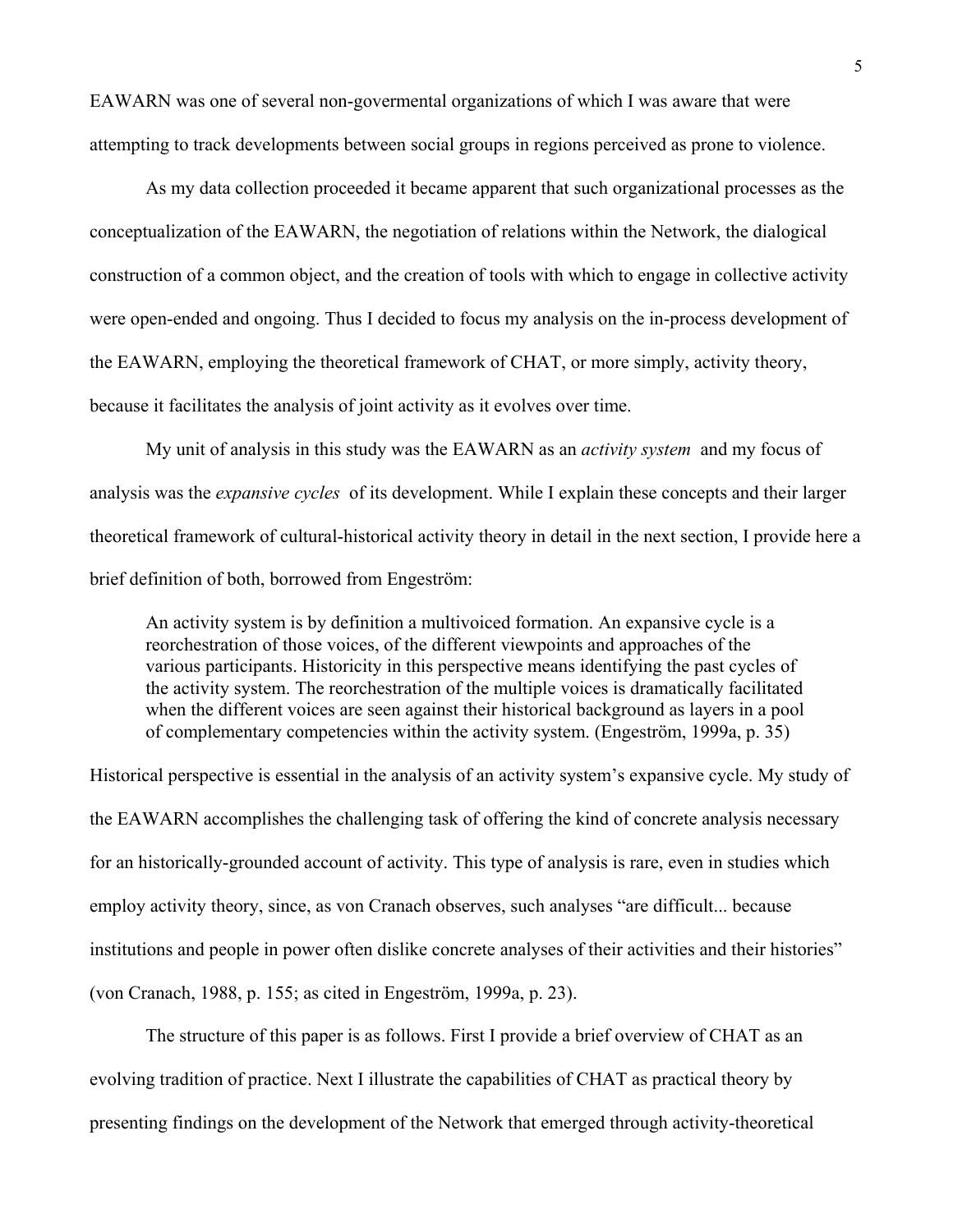EAWARN was one of several non-govermental organizations of which I was aware that were attempting to track developments between social groups in regions perceived as prone to violence.

As my data collection proceeded it became apparent that such organizational processes as the conceptualization of the EAWARN, the negotiation of relations within the Network, the dialogical construction of a common object, and the creation of tools with which to engage in collective activity were open-ended and ongoing. Thus I decided to focus my analysis on the in-process development of the EAWARN, employing the theoretical framework of CHAT, or more simply, activity theory, because it facilitates the analysis of joint activity as it evolves over time.

My unit of analysis in this study was the EAWARN as an *activity system* and my focus of analysis was the *expansive cycles* of its development. While I explain these concepts and their larger theoretical framework of cultural-historical activity theory in detail in the next section, I provide here a brief definition of both, borrowed from Engeström:

> An activity system is by definition a multivoiced formation. An expansive cycle is a reorchestration of those voices, of the different viewpoints and approaches of the various participants. Historicity in this perspective means identifying the past cycles of the activity system. The reorchestration of the multiple voices is dramatically facilitated when the different voices are seen against their historical background as layers in a pool of complementary competencies within the activity system. (Engeström, 1999a, p. 35)

Historical perspective is essential in the analysis of an activity system's expansive cycle. My study of the EAWARN accomplishes the challenging task of offering the kind of concrete analysis necessary for an historically-grounded account of activity. This type of analysis is rare, even in studies which employ activity theory, since, as von Cranach observes, such analyses "are difficult... because institutions and people in power often dislike concrete analyses of their activities and their histories" (von Cranach, 1988, p. 155; as cited in Engeström, 1999a, p. 23).

The structure of this paper is as follows. First I provide a brief overview of CHAT as an evolving tradition of practice. Next I illustrate the capabilities of CHAT as practical theory by presenting findings on the development of the Network that emerged through activity-theoretical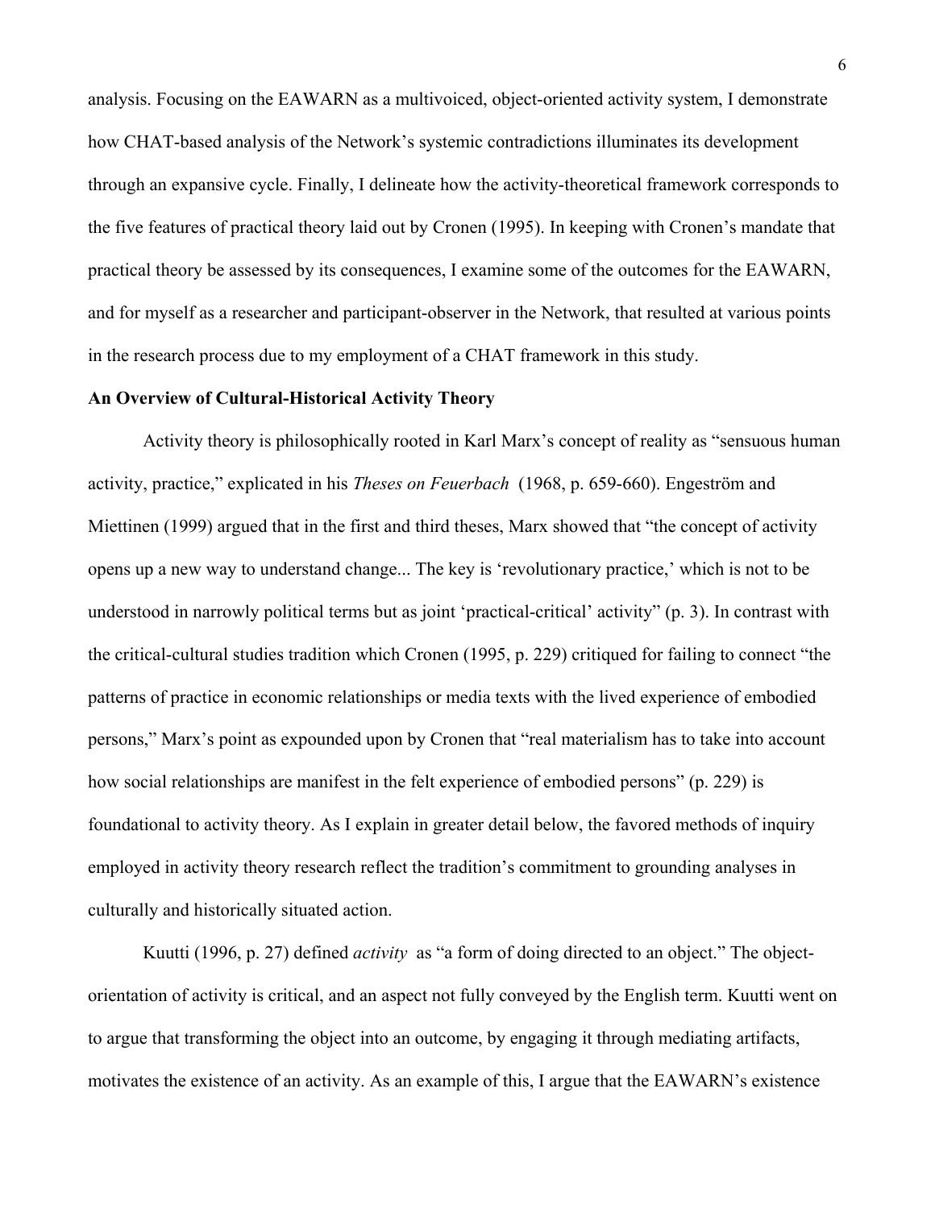analysis. Focusing on the EAWARN as a multivoiced, object-oriented activity system, I demonstrate how CHAT-based analysis of the Network's systemic contradictions illuminates its development through an expansive cycle. Finally, I delineate how the activity-theoretical framework corresponds to the five features of practical theory laid out by Cronen (1995). In keeping with Cronen's mandate that practical theory be assessed by its consequences, I examine some of the outcomes for the EAWARN, and for myself as a researcher and participant-observer in the Network, that resulted at various points in the research process due to my employment of a CHAT framework in this study.

**An Overview of Cultural-Historical Activity Theory**

Activity theory is philosophically rooted in Karl Marx's concept of reality as "sensuous human activity, practice," explicated in his *Theses on Feuerbach* (1968, p. 659-660). Engeström and Miettinen (1999) argued that in the first and third theses, Marx showed that "the concept of activity opens up a new way to understand change... The key is 'revolutionary practice,' which is not to be understood in narrowly political terms but as joint 'practical-critical' activity" (p. 3). In contrast with the critical-cultural studies tradition which Cronen (1995, p. 229) critiqued for failing to connect "the patterns of practice in economic relationships or media texts with the lived experience of embodied persons," Marx's point as expounded upon by Cronen that "real materialism has to take into account how social relationships are manifest in the felt experience of embodied persons" (p. 229) is foundational to activity theory. As I explain in greater detail below, the favored methods of inquiry employed in activity theory research reflect the tradition's commitment to grounding analyses in culturally and historically situated action.

Kuutti (1996, p. 27) defined *activity* as "a form of doing directed to an object." The object-orientation of activity is critical, and an aspect not fully conveyed by the English term. Kuutti went on to argue that transforming the object into an outcome, by engaging it through mediating artifacts, motivates the existence of an activity. As an example of this, I argue that the EAWARN's existence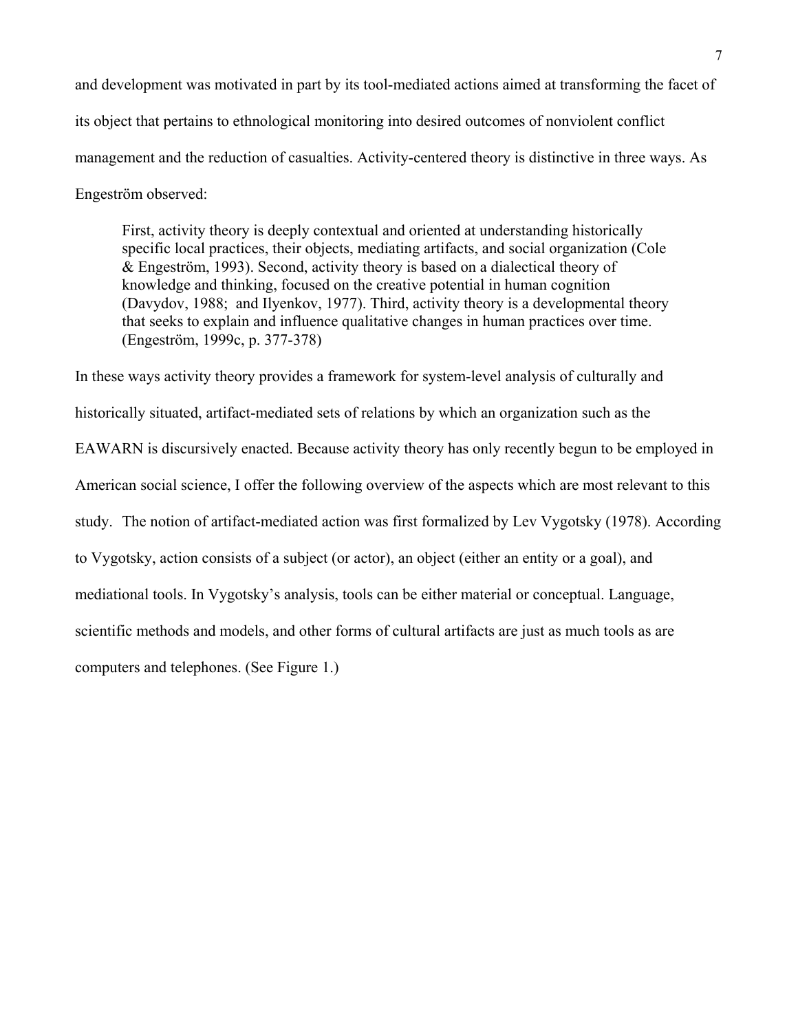and development was motivated in part by its tool-mediated actions aimed at transforming the facet of its object that pertains to ethnological monitoring into desired outcomes of nonviolent conflict management and the reduction of casualties. Activity-centered theory is distinctive in three ways. As Engeström observed:

> First, activity theory is deeply contextual and oriented at understanding historically specific local practices, their objects, mediating artifacts, and social organization (Cole & Engeström, 1993). Second, activity theory is based on a dialectical theory of knowledge and thinking, focused on the creative potential in human cognition (Davydov, 1988;  and Ilyenkov, 1977). Third, activity theory is a developmental theory that seeks to explain and influence qualitative changes in human practices over time. (Engeström, 1999c, p. 377-378)

In these ways activity theory provides a framework for system-level analysis of culturally and historically situated, artifact-mediated sets of relations by which an organization such as the EAWARN is discursively enacted. Because activity theory has only recently begun to be employed in American social science, I offer the following overview of the aspects which are most relevant to this study.  The notion of artifact-mediated action was first formalized by Lev Vygotsky (1978). According to Vygotsky, action consists of a subject (or actor), an object (either an entity or a goal), and mediational tools. In Vygotsky's analysis, tools can be either material or conceptual. Language, scientific methods and models, and other forms of cultural artifacts are just as much tools as are computers and telephones. (See Figure 1.)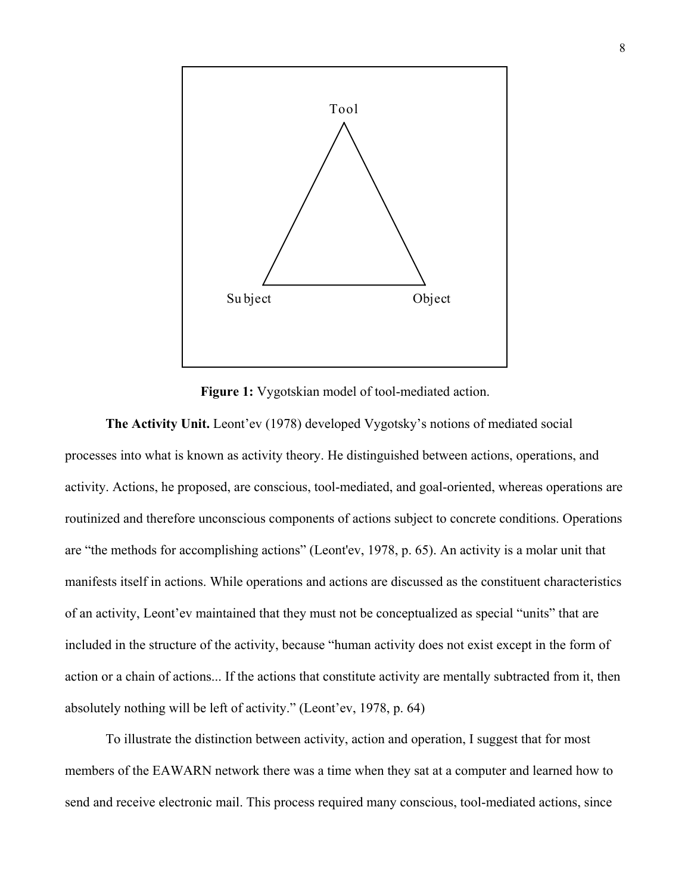Tool

Subject Object

**Figure 1:** Vygotskian model of tool-mediated action.

**The Activity Unit.** Leont'ev (1978) developed Vygotsky's notions of mediated social processes into what is known as activity theory. He distinguished between actions, operations, and activity. Actions, he proposed, are conscious, tool-mediated, and goal-oriented, whereas operations are routinized and therefore unconscious components of actions subject to concrete conditions. Operations are "the methods for accomplishing actions" (Leont'ev, 1978, p. 65). An activity is a molar unit that manifests itself in actions. While operations and actions are discussed as the constituent characteristics of an activity, Leont'ev maintained that they must not be conceptualized as special "units" that are included in the structure of the activity, because "human activity does not exist except in the form of action or a chain of actions... If the actions that constitute activity are mentally subtracted from it, then absolutely nothing will be left of activity." (Leont'ev, 1978, p. 64)

To illustrate the distinction between activity, action and operation, I suggest that for most members of the EAWARN network there was a time when they sat at a computer and learned how to send and receive electronic mail. This process required many conscious, tool-mediated actions, since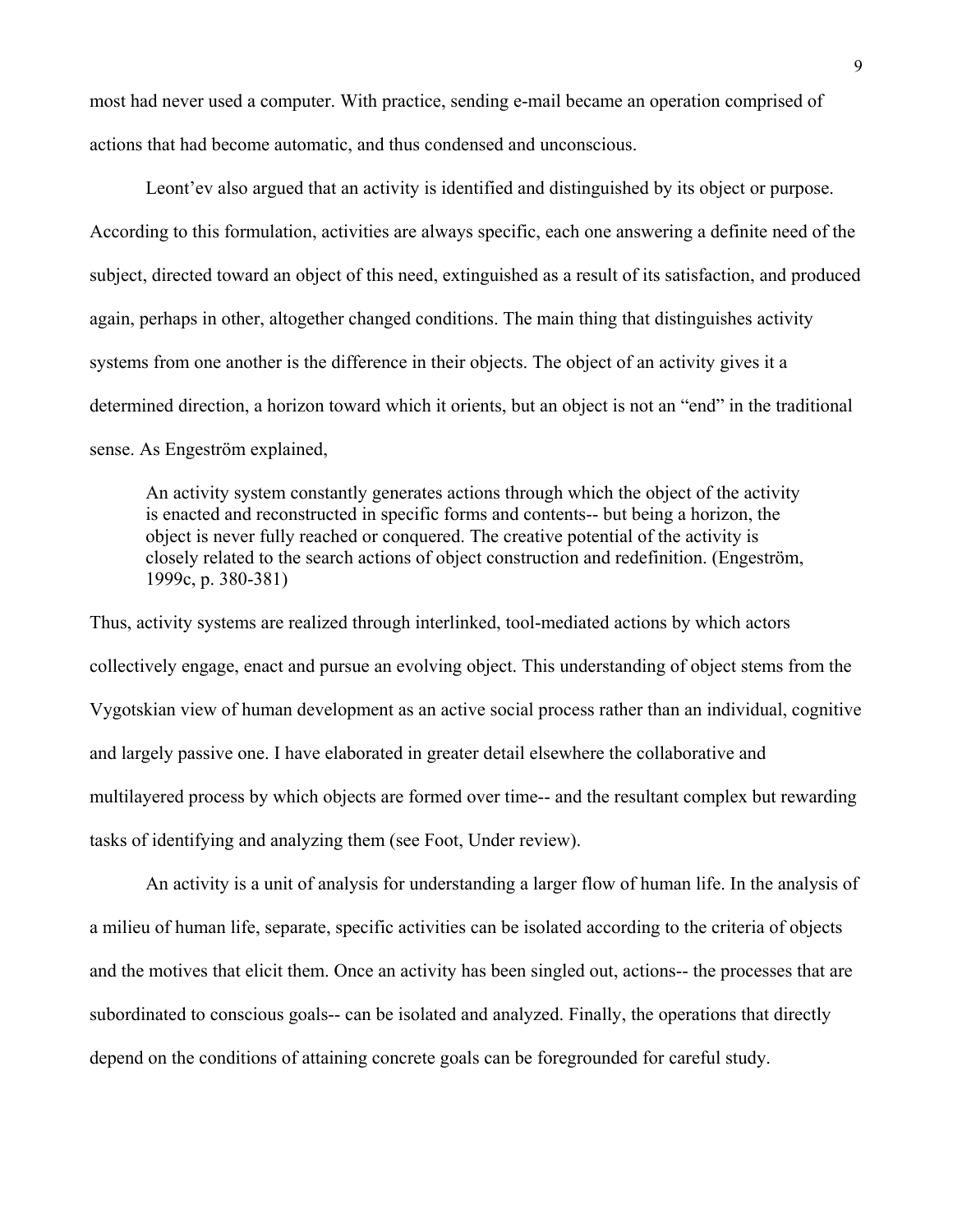most had never used a computer. With practice, sending e-mail became an operation comprised of actions that had become automatic, and thus condensed and unconscious.

Leont'ev also argued that an activity is identified and distinguished by its object or purpose. According to this formulation, activities are always specific, each one answering a definite need of the subject, directed toward an object of this need, extinguished as a result of its satisfaction, and produced again, perhaps in other, altogether changed conditions. The main thing that distinguishes activity systems from one another is the difference in their objects. The object of an activity gives it a determined direction, a horizon toward which it orients, but an object is not an "end" in the traditional sense. As Engeström explained,

> An activity system constantly generates actions through which the object of the activity is enacted and reconstructed in specific forms and contents-- but being a horizon, the object is never fully reached or conquered. The creative potential of the activity is closely related to the search actions of object construction and redefinition. (Engeström, 1999c, p. 380-381)

Thus, activity systems are realized through interlinked, tool-mediated actions by which actors collectively engage, enact and pursue an evolving object. This understanding of object stems from the Vygotskian view of human development as an active social process rather than an individual, cognitive and largely passive one. I have elaborated in greater detail elsewhere the collaborative and multilayered process by which objects are formed over time-- and the resultant complex but rewarding tasks of identifying and analyzing them (see Foot, Under review).

An activity is a unit of analysis for understanding a larger flow of human life. In the analysis of a milieu of human life, separate, specific activities can be isolated according to the criteria of objects and the motives that elicit them. Once an activity has been singled out, actions-- the processes that are subordinated to conscious goals-- can be isolated and analyzed. Finally, the operations that directly depend on the conditions of attaining concrete goals can be foregrounded for careful study.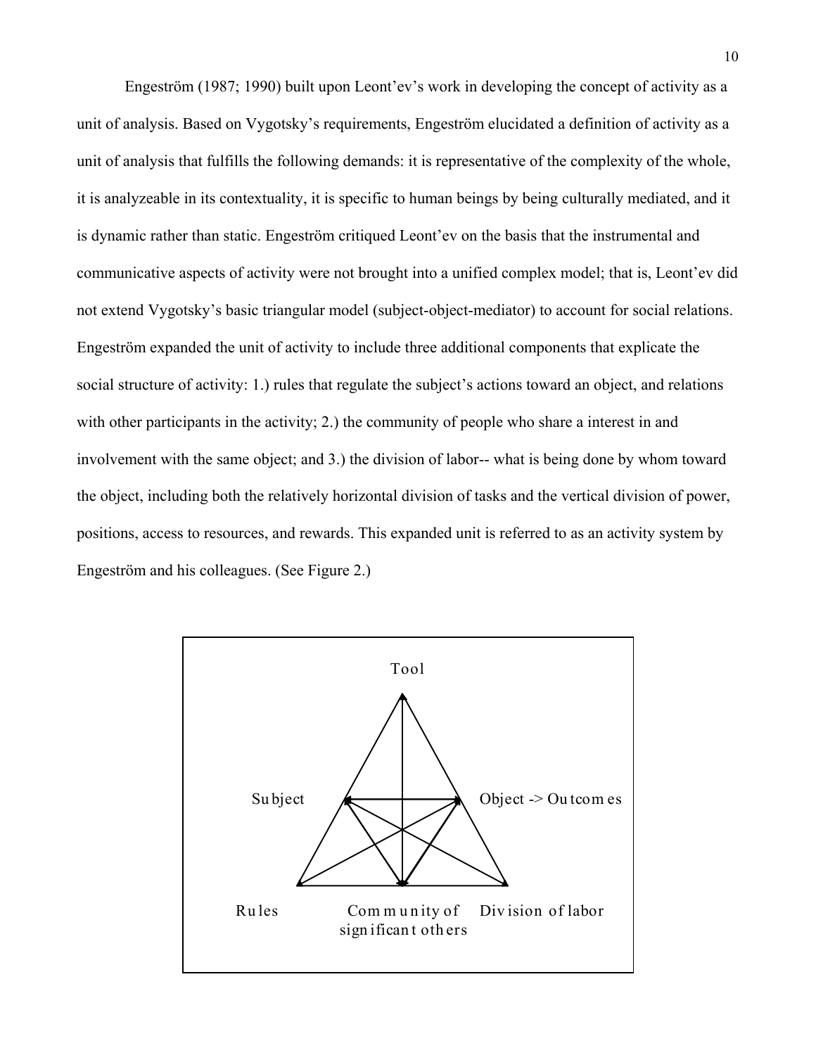Engeström (1987; 1990) built upon Leont'ev's work in developing the concept of activity as a unit of analysis. Based on Vygotsky's requirements, Engeström elucidated a definition of activity as a unit of analysis that fulfills the following demands: it is representative of the complexity of the whole, it is analyzeable in its contextuality, it is specific to human beings by being culturally mediated, and it is dynamic rather than static. Engeström critiqued Leont'ev on the basis that the instrumental and communicative aspects of activity were not brought into a unified complex model; that is, Leont'ev did not extend Vygotsky's basic triangular model (subject-object-mediator) to account for social relations. Engeström expanded the unit of activity to include three additional components that explicate the social structure of activity: 1.) rules that regulate the subject's actions toward an object, and relations with other participants in the activity; 2.) the community of people who share a interest in and involvement with the same object; and 3.) the division of labor-- what is being done by whom toward the object, including both the relatively horizontal division of tasks and the vertical division of power, positions, access to resources, and rewards. This expanded unit is referred to as an activity system by Engeström and his colleagues. (See Figure 2.)

Tool

Subject

Object -> Outcomes

Rules

Community of significant others

Division of labor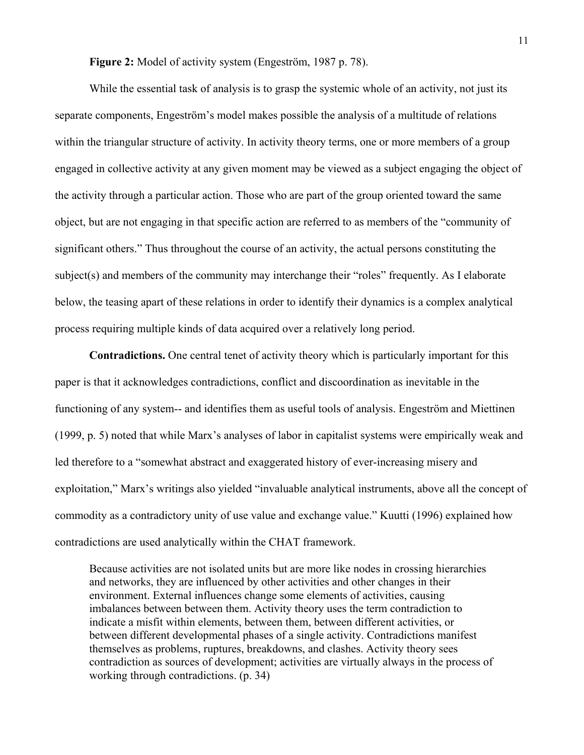**Figure 2:** Model of activity system (Engeström, 1987 p. 78).

While the essential task of analysis is to grasp the systemic whole of an activity, not just its separate components, Engeström's model makes possible the analysis of a multitude of relations within the triangular structure of activity. In activity theory terms, one or more members of a group engaged in collective activity at any given moment may be viewed as a subject engaging the object of the activity through a particular action. Those who are part of the group oriented toward the same object, but are not engaging in that specific action are referred to as members of the "community of significant others." Thus throughout the course of an activity, the actual persons constituting the subject(s) and members of the community may interchange their "roles" frequently. As I elaborate below, the teasing apart of these relations in order to identify their dynamics is a complex analytical process requiring multiple kinds of data acquired over a relatively long period.

**Contradictions.** One central tenet of activity theory which is particularly important for this paper is that it acknowledges contradictions, conflict and discoordination as inevitable in the functioning of any system-- and identifies them as useful tools of analysis. Engeström and Miettinen (1999, p. 5) noted that while Marx's analyses of labor in capitalist systems were empirically weak and led therefore to a "somewhat abstract and exaggerated history of ever-increasing misery and exploitation," Marx's writings also yielded "invaluable analytical instruments, above all the concept of commodity as a contradictory unity of use value and exchange value." Kuutti (1996) explained how contradictions are used analytically within the CHAT framework.

> Because activities are not isolated units but are more like nodes in crossing hierarchies and networks, they are influenced by other activities and other changes in their environment. External influences change some elements of activities, causing imbalances between between them. Activity theory uses the term contradiction to indicate a misfit within elements, between them, between different activities, or between different developmental phases of a single activity. Contradictions manifest themselves as problems, ruptures, breakdowns, and clashes. Activity theory sees contradiction as sources of development; activities are virtually always in the process of working through contradictions. (p. 34)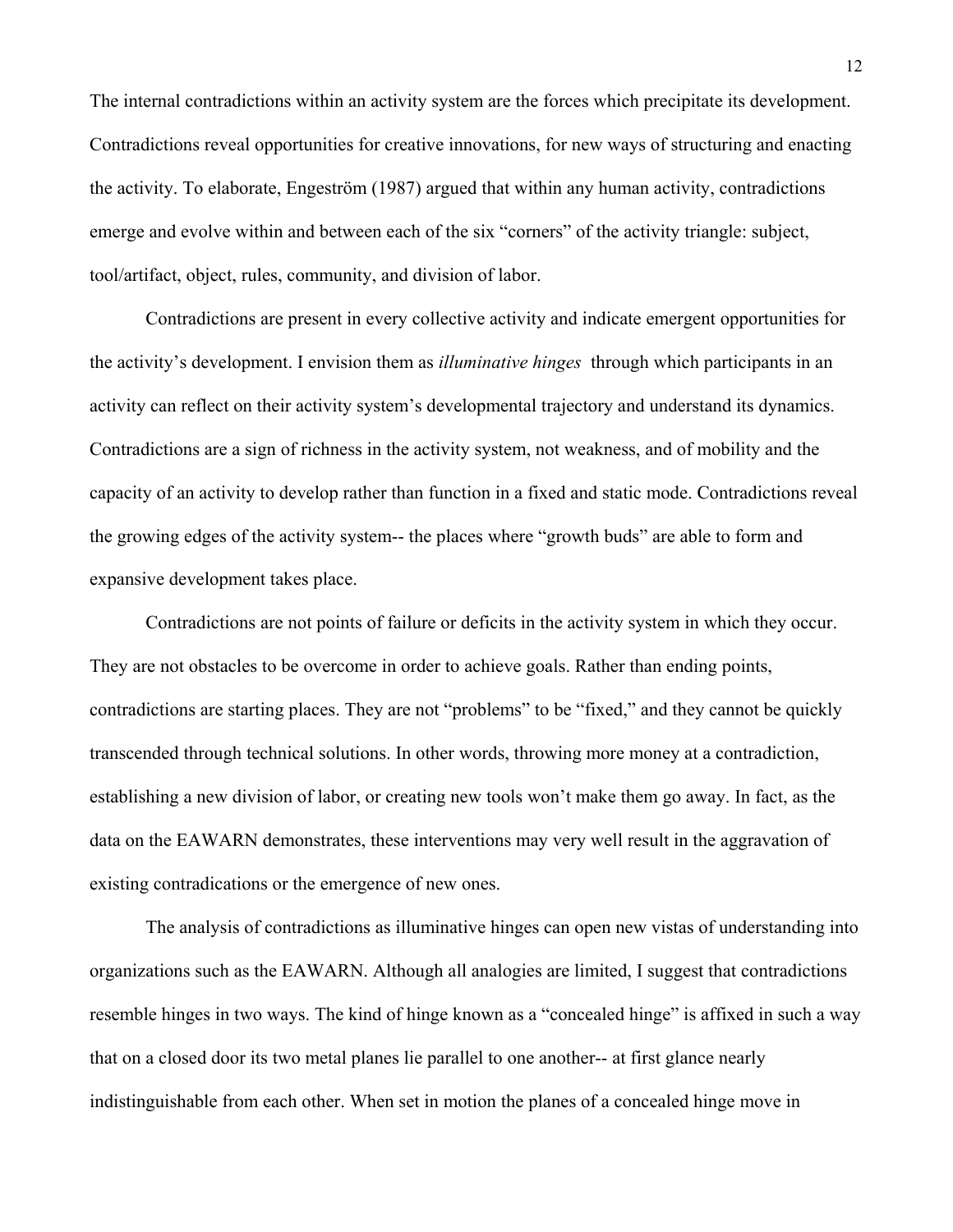The internal contradictions within an activity system are the forces which precipitate its development. Contradictions reveal opportunities for creative innovations, for new ways of structuring and enacting the activity. To elaborate, Engeström (1987) argued that within any human activity, contradictions emerge and evolve within and between each of the six "corners" of the activity triangle: subject, tool/artifact, object, rules, community, and division of labor.

Contradictions are present in every collective activity and indicate emergent opportunities for the activity's development. I envision them as *illuminative hinges* through which participants in an activity can reflect on their activity system's developmental trajectory and understand its dynamics. Contradictions are a sign of richness in the activity system, not weakness, and of mobility and the capacity of an activity to develop rather than function in a fixed and static mode. Contradictions reveal the growing edges of the activity system-- the places where "growth buds" are able to form and expansive development takes place.

Contradictions are not points of failure or deficits in the activity system in which they occur. They are not obstacles to be overcome in order to achieve goals. Rather than ending points, contradictions are starting places. They are not "problems" to be "fixed," and they cannot be quickly transcended through technical solutions. In other words, throwing more money at a contradiction, establishing a new division of labor, or creating new tools won't make them go away. In fact, as the data on the EAWARN demonstrates, these interventions may very well result in the aggravation of existing contradications or the emergence of new ones.

The analysis of contradictions as illuminative hinges can open new vistas of understanding into organizations such as the EAWARN. Although all analogies are limited, I suggest that contradictions resemble hinges in two ways. The kind of hinge known as a "concealed hinge" is affixed in such a way that on a closed door its two metal planes lie parallel to one another-- at first glance nearly indistinguishable from each other. When set in motion the planes of a concealed hinge move in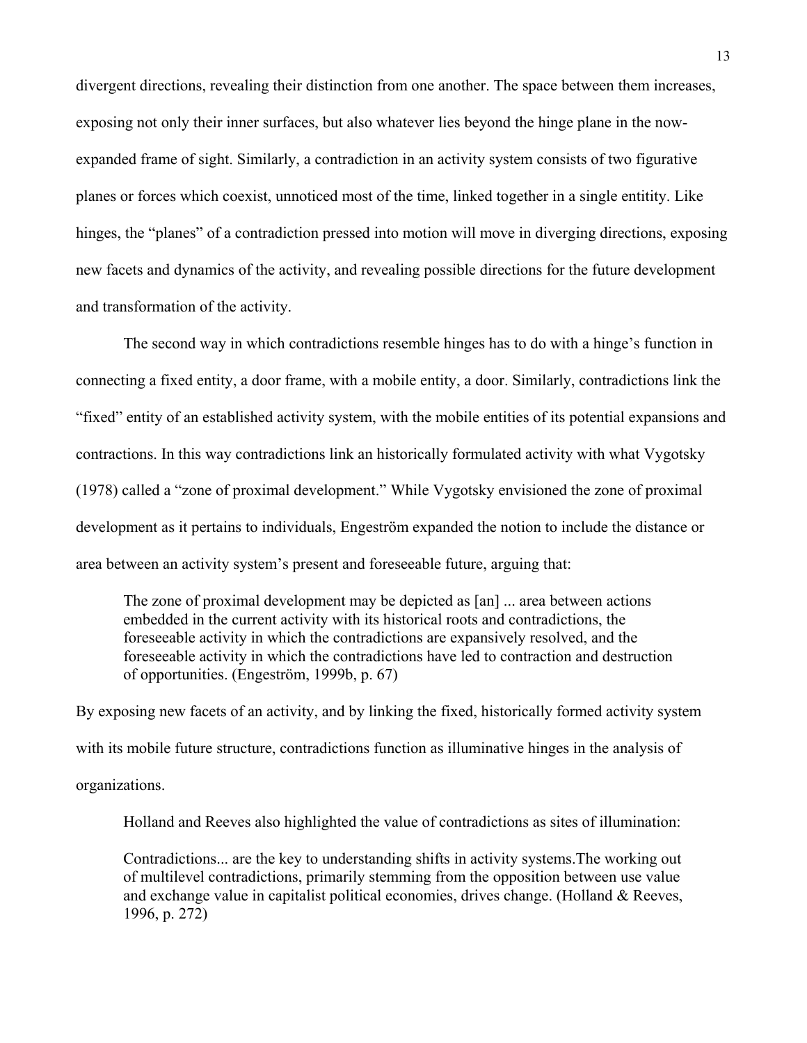divergent directions, revealing their distinction from one another. The space between them increases, exposing not only their inner surfaces, but also whatever lies beyond the hinge plane in the now-expanded frame of sight. Similarly, a contradiction in an activity system consists of two figurative planes or forces which coexist, unnoticed most of the time, linked together in a single entitity. Like hinges, the "planes" of a contradiction pressed into motion will move in diverging directions, exposing new facets and dynamics of the activity, and revealing possible directions for the future development and transformation of the activity.

The second way in which contradictions resemble hinges has to do with a hinge's function in connecting a fixed entity, a door frame, with a mobile entity, a door. Similarly, contradictions link the "fixed" entity of an established activity system, with the mobile entities of its potential expansions and contractions. In this way contradictions link an historically formulated activity with what Vygotsky (1978) called a "zone of proximal development." While Vygotsky envisioned the zone of proximal development as it pertains to individuals, Engeström expanded the notion to include the distance or area between an activity system's present and foreseeable future, arguing that:

> The zone of proximal development may be depicted as [an] ... area between actions embedded in the current activity with its historical roots and contradictions, the foreseeable activity in which the contradictions are expansively resolved, and the foreseeable activity in which the contradictions have led to contraction and destruction of opportunities. (Engeström, 1999b, p. 67)

By exposing new facets of an activity, and by linking the fixed, historically formed activity system with its mobile future structure, contradictions function as illuminative hinges in the analysis of organizations.

Holland and Reeves also highlighted the value of contradictions as sites of illumination:

> Contradictions... are the key to understanding shifts in activity systems.The working out of multilevel contradictions, primarily stemming from the opposition between use value and exchange value in capitalist political economies, drives change. (Holland & Reeves, 1996, p. 272)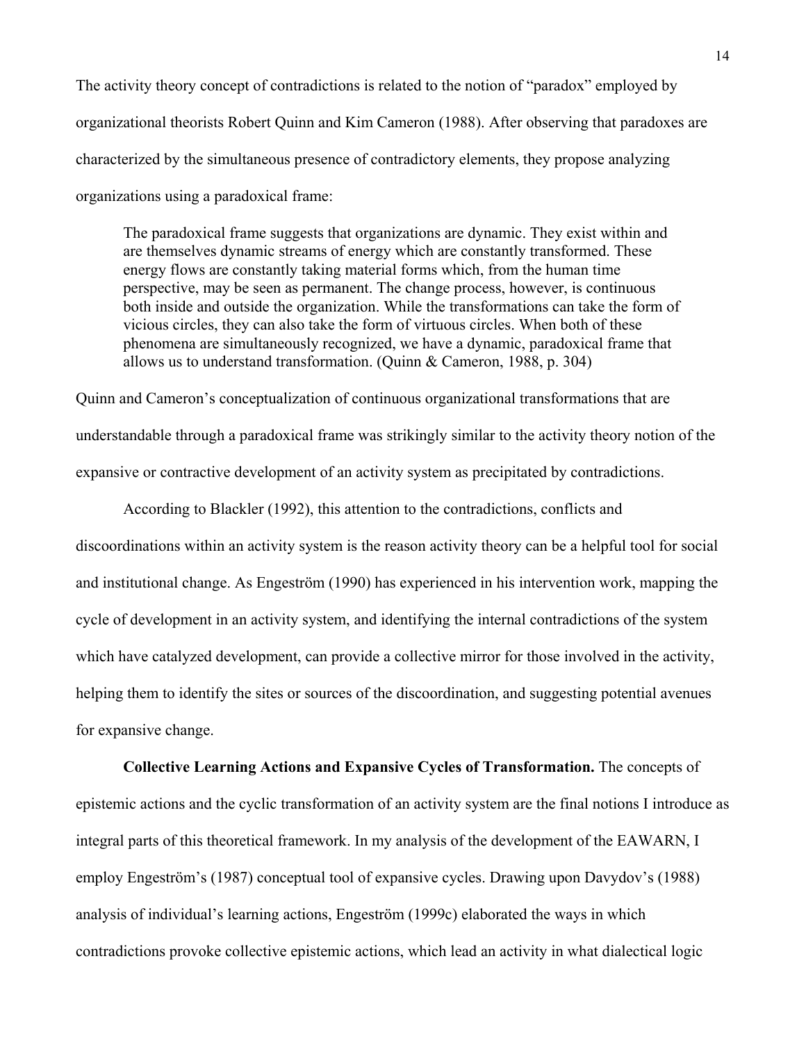The activity theory concept of contradictions is related to the notion of "paradox" employed by organizational theorists Robert Quinn and Kim Cameron (1988). After observing that paradoxes are characterized by the simultaneous presence of contradictory elements, they propose analyzing organizations using a paradoxical frame:

> The paradoxical frame suggests that organizations are dynamic. They exist within and are themselves dynamic streams of energy which are constantly transformed. These energy flows are constantly taking material forms which, from the human time perspective, may be seen as permanent. The change process, however, is continuous both inside and outside the organization. While the transformations can take the form of vicious circles, they can also take the form of virtuous circles. When both of these phenomena are simultaneously recognized, we have a dynamic, paradoxical frame that allows us to understand transformation. (Quinn & Cameron, 1988, p. 304)

Quinn and Cameron's conceptualization of continuous organizational transformations that are understandable through a paradoxical frame was strikingly similar to the activity theory notion of the expansive or contractive development of an activity system as precipitated by contradictions.

According to Blackler (1992), this attention to the contradictions, conflicts and discoordinations within an activity system is the reason activity theory can be a helpful tool for social and institutional change. As Engeström (1990) has experienced in his intervention work, mapping the cycle of development in an activity system, and identifying the internal contradictions of the system which have catalyzed development, can provide a collective mirror for those involved in the activity, helping them to identify the sites or sources of the discoordination, and suggesting potential avenues for expansive change.

**Collective Learning Actions and Expansive Cycles of Transformation.** The concepts of epistemic actions and the cyclic transformation of an activity system are the final notions I introduce as integral parts of this theoretical framework. In my analysis of the development of the EAWARN, I employ Engeström's (1987) conceptual tool of expansive cycles. Drawing upon Davydov's (1988) analysis of individual's learning actions, Engeström (1999c) elaborated the ways in which contradictions provoke collective epistemic actions, which lead an activity in what dialectical logic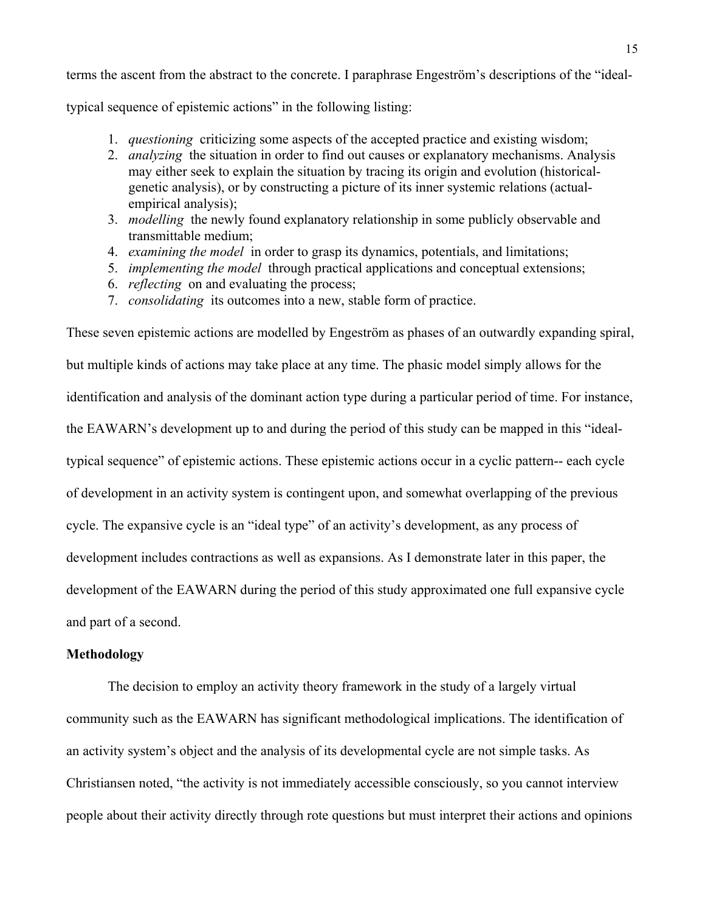terms the ascent from the abstract to the concrete. I paraphrase Engeström's descriptions of the "ideal-typical sequence of epistemic actions" in the following listing:

1. *questioning* criticizing some aspects of the accepted practice and existing wisdom;
2. *analyzing* the situation in order to find out causes or explanatory mechanisms. Analysis may either seek to explain the situation by tracing its origin and evolution (historical-genetic analysis), or by constructing a picture of its inner systemic relations (actual-empirical analysis);
3. *modelling* the newly found explanatory relationship in some publicly observable and transmittable medium;
4. *examining the model* in order to grasp its dynamics, potentials, and limitations;
5. *implementing the model* through practical applications and conceptual extensions;
6. *reflecting* on and evaluating the process;
7. *consolidating* its outcomes into a new, stable form of practice.

These seven epistemic actions are modelled by Engeström as phases of an outwardly expanding spiral, but multiple kinds of actions may take place at any time. The phasic model simply allows for the identification and analysis of the dominant action type during a particular period of time. For instance, the EAWARN's development up to and during the period of this study can be mapped in this "ideal-typical sequence" of epistemic actions. These epistemic actions occur in a cyclic pattern-- each cycle of development in an activity system is contingent upon, and somewhat overlapping of the previous cycle. The expansive cycle is an "ideal type" of an activity's development, as any process of development includes contractions as well as expansions. As I demonstrate later in this paper, the development of the EAWARN during the period of this study approximated one full expansive cycle and part of a second.

**Methodology**

The decision to employ an activity theory framework in the study of a largely virtual community such as the EAWARN has significant methodological implications. The identification of an activity system's object and the analysis of its developmental cycle are not simple tasks. As Christiansen noted, "the activity is not immediately accessible consciously, so you cannot interview people about their activity directly through rote questions but must interpret their actions and opinions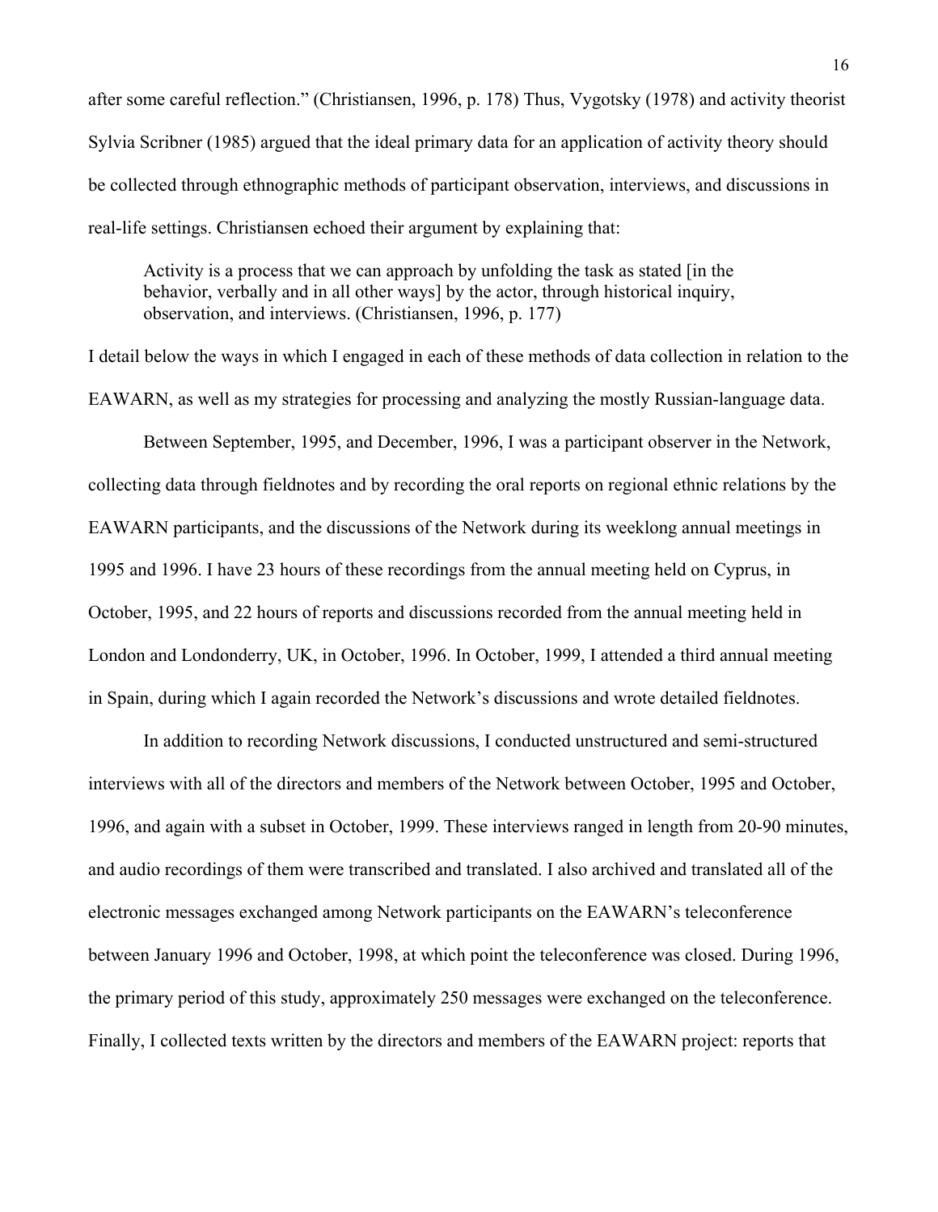after some careful reflection." (Christiansen, 1996, p. 178) Thus, Vygotsky (1978) and activity theorist Sylvia Scribner (1985) argued that the ideal primary data for an application of activity theory should be collected through ethnographic methods of participant observation, interviews, and discussions in real-life settings. Christiansen echoed their argument by explaining that:

> Activity is a process that we can approach by unfolding the task as stated [in the behavior, verbally and in all other ways] by the actor, through historical inquiry, observation, and interviews. (Christiansen, 1996, p. 177)

I detail below the ways in which I engaged in each of these methods of data collection in relation to the EAWARN, as well as my strategies for processing and analyzing the mostly Russian-language data.

Between September, 1995, and December, 1996, I was a participant observer in the Network, collecting data through fieldnotes and by recording the oral reports on regional ethnic relations by the EAWARN participants, and the discussions of the Network during its weeklong annual meetings in 1995 and 1996. I have 23 hours of these recordings from the annual meeting held on Cyprus, in October, 1995, and 22 hours of reports and discussions recorded from the annual meeting held in London and Londonderry, UK, in October, 1996. In October, 1999, I attended a third annual meeting in Spain, during which I again recorded the Network's discussions and wrote detailed fieldnotes.

In addition to recording Network discussions, I conducted unstructured and semi-structured interviews with all of the directors and members of the Network between October, 1995 and October, 1996, and again with a subset in October, 1999. These interviews ranged in length from 20-90 minutes, and audio recordings of them were transcribed and translated. I also archived and translated all of the electronic messages exchanged among Network participants on the EAWARN's teleconference between January 1996 and October, 1998, at which point the teleconference was closed. During 1996, the primary period of this study, approximately 250 messages were exchanged on the teleconference. Finally, I collected texts written by the directors and members of the EAWARN project: reports that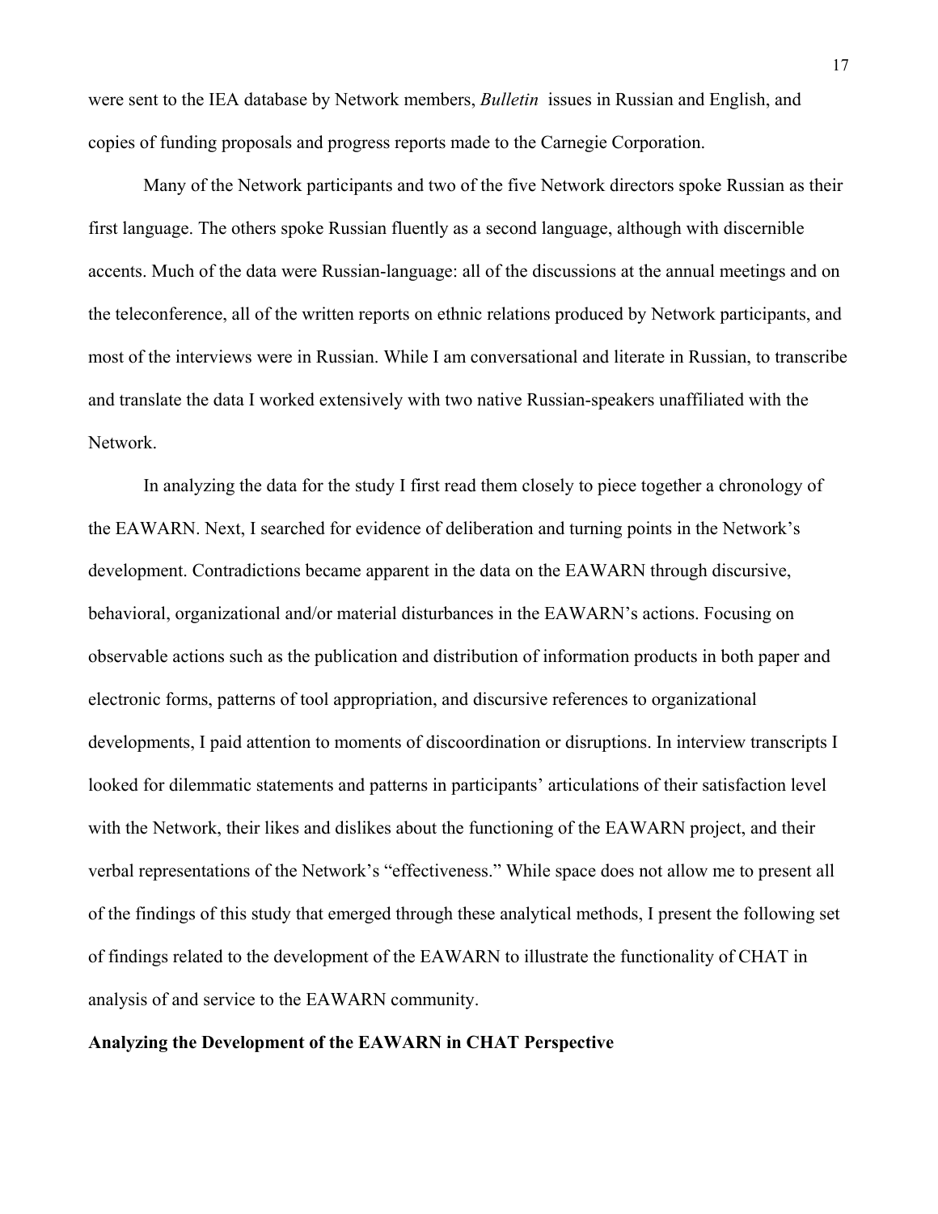were sent to the IEA database by Network members, *Bulletin* issues in Russian and English, and copies of funding proposals and progress reports made to the Carnegie Corporation.

Many of the Network participants and two of the five Network directors spoke Russian as their first language. The others spoke Russian fluently as a second language, although with discernible accents. Much of the data were Russian-language: all of the discussions at the annual meetings and on the teleconference, all of the written reports on ethnic relations produced by Network participants, and most of the interviews were in Russian. While I am conversational and literate in Russian, to transcribe and translate the data I worked extensively with two native Russian-speakers unaffiliated with the Network.

In analyzing the data for the study I first read them closely to piece together a chronology of the EAWARN. Next, I searched for evidence of deliberation and turning points in the Network's development. Contradictions became apparent in the data on the EAWARN through discursive, behavioral, organizational and/or material disturbances in the EAWARN's actions. Focusing on observable actions such as the publication and distribution of information products in both paper and electronic forms, patterns of tool appropriation, and discursive references to organizational developments, I paid attention to moments of discoordination or disruptions. In interview transcripts I looked for dilemmatic statements and patterns in participants' articulations of their satisfaction level with the Network, their likes and dislikes about the functioning of the EAWARN project, and their verbal representations of the Network's "effectiveness." While space does not allow me to present all of the findings of this study that emerged through these analytical methods, I present the following set of findings related to the development of the EAWARN to illustrate the functionality of CHAT in analysis of and service to the EAWARN community.

**Analyzing the Development of the EAWARN in CHAT Perspective**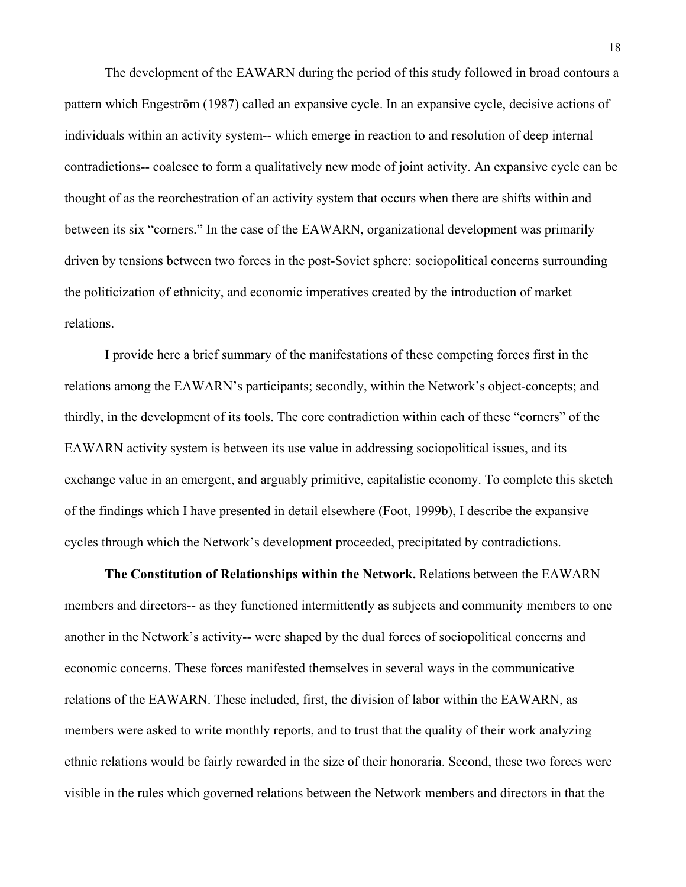The development of the EAWARN during the period of this study followed in broad contours a pattern which Engeström (1987) called an expansive cycle. In an expansive cycle, decisive actions of individuals within an activity system-- which emerge in reaction to and resolution of deep internal contradictions-- coalesce to form a qualitatively new mode of joint activity. An expansive cycle can be thought of as the reorchestration of an activity system that occurs when there are shifts within and between its six "corners." In the case of the EAWARN, organizational development was primarily driven by tensions between two forces in the post-Soviet sphere: sociopolitical concerns surrounding the politicization of ethnicity, and economic imperatives created by the introduction of market relations.

I provide here a brief summary of the manifestations of these competing forces first in the relations among the EAWARN's participants; secondly, within the Network's object-concepts; and thirdly, in the development of its tools. The core contradiction within each of these "corners" of the EAWARN activity system is between its use value in addressing sociopolitical issues, and its exchange value in an emergent, and arguably primitive, capitalistic economy. To complete this sketch of the findings which I have presented in detail elsewhere (Foot, 1999b), I describe the expansive cycles through which the Network's development proceeded, precipitated by contradictions.

**The Constitution of Relationships within the Network.** Relations between the EAWARN members and directors-- as they functioned intermittently as subjects and community members to one another in the Network's activity-- were shaped by the dual forces of sociopolitical concerns and economic concerns. These forces manifested themselves in several ways in the communicative relations of the EAWARN. These included, first, the division of labor within the EAWARN, as members were asked to write monthly reports, and to trust that the quality of their work analyzing ethnic relations would be fairly rewarded in the size of their honoraria. Second, these two forces were visible in the rules which governed relations between the Network members and directors in that the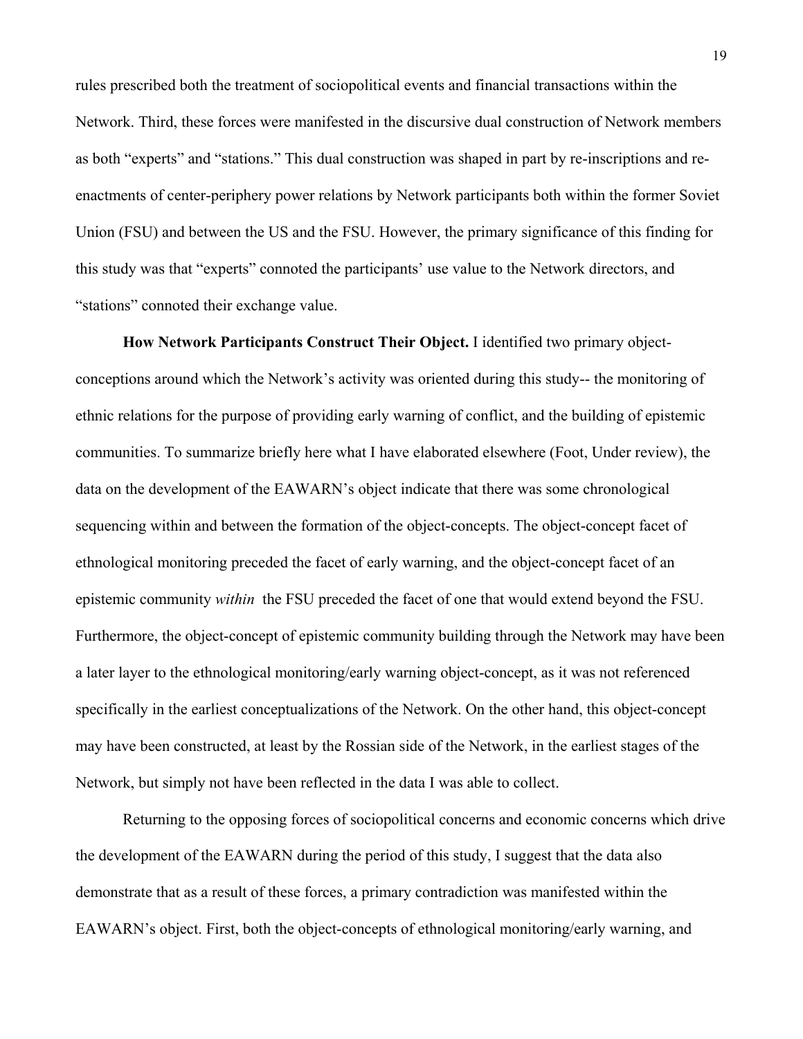rules prescribed both the treatment of sociopolitical events and financial transactions within the Network. Third, these forces were manifested in the discursive dual construction of Network members as both "experts" and "stations." This dual construction was shaped in part by re-inscriptions and re-enactments of center-periphery power relations by Network participants both within the former Soviet Union (FSU) and between the US and the FSU. However, the primary significance of this finding for this study was that "experts" connoted the participants' use value to the Network directors, and "stations" connoted their exchange value.

**How Network Participants Construct Their Object.** I identified two primary object-conceptions around which the Network's activity was oriented during this study-- the monitoring of ethnic relations for the purpose of providing early warning of conflict, and the building of epistemic communities. To summarize briefly here what I have elaborated elsewhere (Foot, Under review), the data on the development of the EAWARN's object indicate that there was some chronological sequencing within and between the formation of the object-concepts. The object-concept facet of ethnological monitoring preceded the facet of early warning, and the object-concept facet of an epistemic community *within* the FSU preceded the facet of one that would extend beyond the FSU. Furthermore, the object-concept of epistemic community building through the Network may have been a later layer to the ethnological monitoring/early warning object-concept, as it was not referenced specifically in the earliest conceptualizations of the Network. On the other hand, this object-concept may have been constructed, at least by the Rossian side of the Network, in the earliest stages of the Network, but simply not have been reflected in the data I was able to collect.

Returning to the opposing forces of sociopolitical concerns and economic concerns which drive the development of the EAWARN during the period of this study, I suggest that the data also demonstrate that as a result of these forces, a primary contradiction was manifested within the EAWARN's object. First, both the object-concepts of ethnological monitoring/early warning, and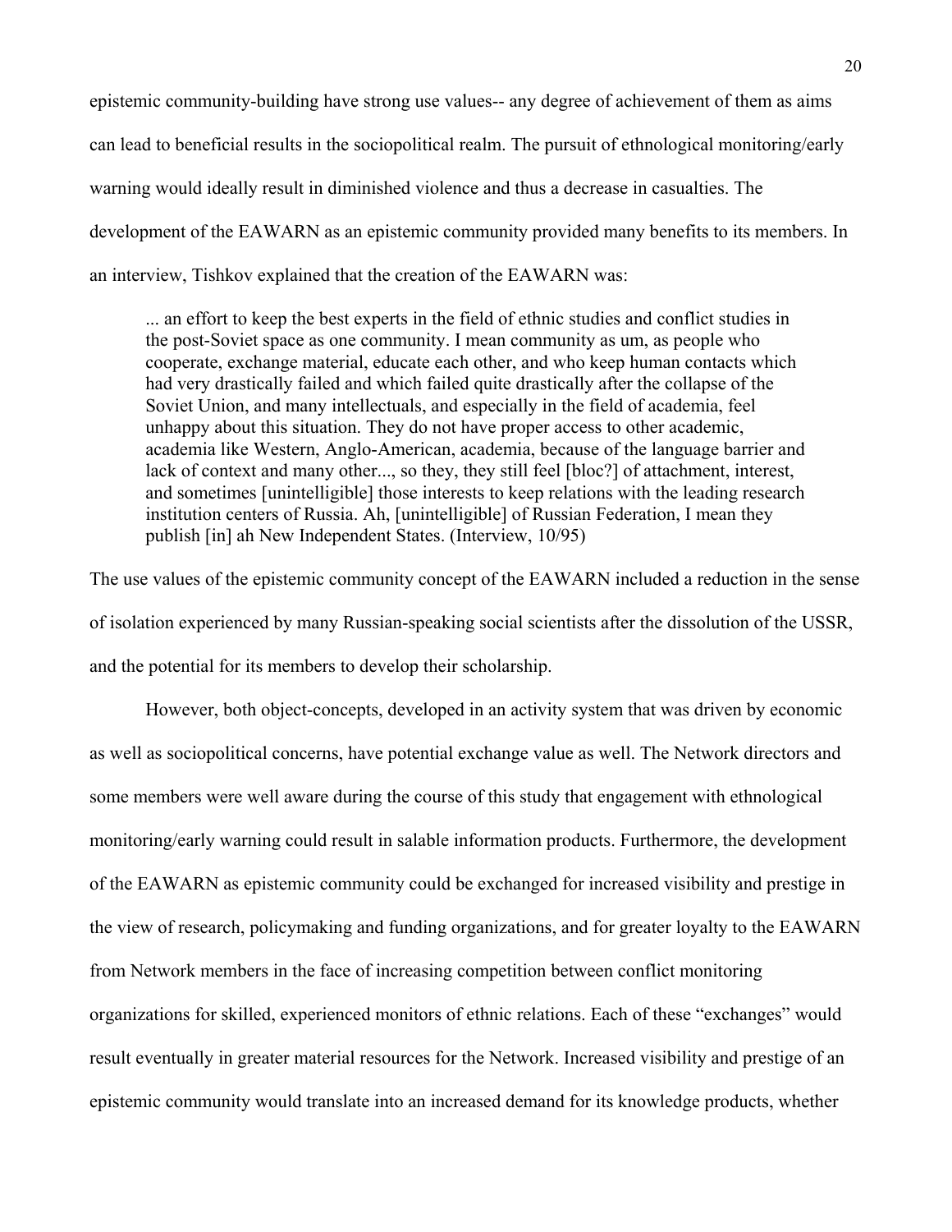epistemic community-building have strong use values-- any degree of achievement of them as aims can lead to beneficial results in the sociopolitical realm. The pursuit of ethnological monitoring/early warning would ideally result in diminished violence and thus a decrease in casualties. The development of the EAWARN as an epistemic community provided many benefits to its members. In an interview, Tishkov explained that the creation of the EAWARN was:

> ... an effort to keep the best experts in the field of ethnic studies and conflict studies in the post-Soviet space as one community. I mean community as um, as people who cooperate, exchange material, educate each other, and who keep human contacts which had very drastically failed and which failed quite drastically after the collapse of the Soviet Union, and many intellectuals, and especially in the field of academia, feel unhappy about this situation. They do not have proper access to other academic, academia like Western, Anglo-American, academia, because of the language barrier and lack of context and many other..., so they, they still feel [bloc?] of attachment, interest, and sometimes [unintelligible] those interests to keep relations with the leading research institution centers of Russia. Ah, [unintelligible] of Russian Federation, I mean they publish [in] ah New Independent States. (Interview, 10/95)

The use values of the epistemic community concept of the EAWARN included a reduction in the sense of isolation experienced by many Russian-speaking social scientists after the dissolution of the USSR, and the potential for its members to develop their scholarship.

However, both object-concepts, developed in an activity system that was driven by economic as well as sociopolitical concerns, have potential exchange value as well. The Network directors and some members were well aware during the course of this study that engagement with ethnological monitoring/early warning could result in salable information products. Furthermore, the development of the EAWARN as epistemic community could be exchanged for increased visibility and prestige in the view of research, policymaking and funding organizations, and for greater loyalty to the EAWARN from Network members in the face of increasing competition between conflict monitoring organizations for skilled, experienced monitors of ethnic relations. Each of these "exchanges" would result eventually in greater material resources for the Network. Increased visibility and prestige of an epistemic community would translate into an increased demand for its knowledge products, whether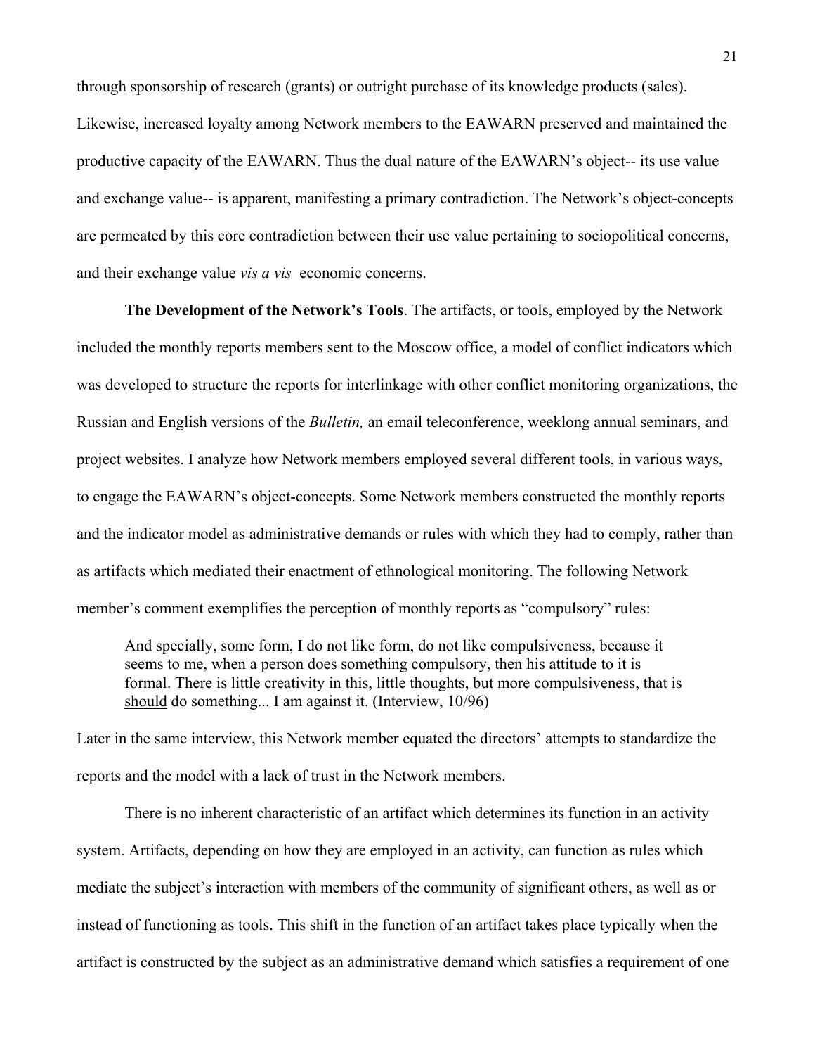through sponsorship of research (grants) or outright purchase of its knowledge products (sales). Likewise, increased loyalty among Network members to the EAWARN preserved and maintained the productive capacity of the EAWARN. Thus the dual nature of the EAWARN's object-- its use value and exchange value-- is apparent, manifesting a primary contradiction. The Network's object-concepts are permeated by this core contradiction between their use value pertaining to sociopolitical concerns, and their exchange value *vis a vis* economic concerns.

**The Development of the Network's Tools**. The artifacts, or tools, employed by the Network included the monthly reports members sent to the Moscow office, a model of conflict indicators which was developed to structure the reports for interlinkage with other conflict monitoring organizations, the Russian and English versions of the *Bulletin,* an email teleconference, weeklong annual seminars, and project websites. I analyze how Network members employed several different tools, in various ways, to engage the EAWARN's object-concepts. Some Network members constructed the monthly reports and the indicator model as administrative demands or rules with which they had to comply, rather than as artifacts which mediated their enactment of ethnological monitoring. The following Network member's comment exemplifies the perception of monthly reports as "compulsory" rules:

> And specially, some form, I do not like form, do not like compulsiveness, because it seems to me, when a person does something compulsory, then his attitude to it is formal. There is little creativity in this, little thoughts, but more compulsiveness, that is <u>should</u> do something... I am against it. (Interview, 10/96)

Later in the same interview, this Network member equated the directors' attempts to standardize the reports and the model with a lack of trust in the Network members.

There is no inherent characteristic of an artifact which determines its function in an activity system. Artifacts, depending on how they are employed in an activity, can function as rules which mediate the subject's interaction with members of the community of significant others, as well as or instead of functioning as tools. This shift in the function of an artifact takes place typically when the artifact is constructed by the subject as an administrative demand which satisfies a requirement of one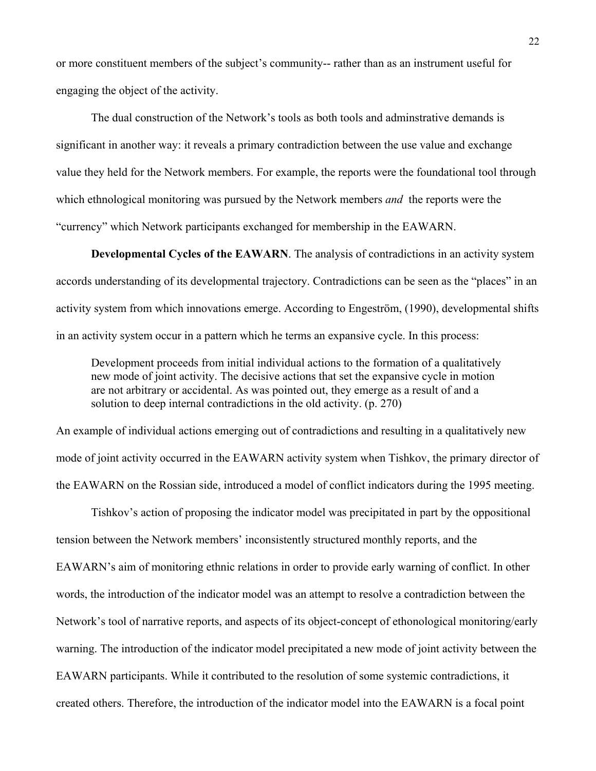or more constituent members of the subject's community-- rather than as an instrument useful for engaging the object of the activity.

The dual construction of the Network's tools as both tools and adminstrative demands is significant in another way: it reveals a primary contradiction between the use value and exchange value they held for the Network members. For example, the reports were the foundational tool through which ethnological monitoring was pursued by the Network members *and* the reports were the "currency" which Network participants exchanged for membership in the EAWARN.

**Developmental Cycles of the EAWARN**. The analysis of contradictions in an activity system accords understanding of its developmental trajectory. Contradictions can be seen as the "places" in an activity system from which innovations emerge. According to Engeström, (1990), developmental shifts in an activity system occur in a pattern which he terms an expansive cycle. In this process:

> Development proceeds from initial individual actions to the formation of a qualitatively new mode of joint activity. The decisive actions that set the expansive cycle in motion are not arbitrary or accidental. As was pointed out, they emerge as a result of and a solution to deep internal contradictions in the old activity. (p. 270)

An example of individual actions emerging out of contradictions and resulting in a qualitatively new mode of joint activity occurred in the EAWARN activity system when Tishkov, the primary director of the EAWARN on the Rossian side, introduced a model of conflict indicators during the 1995 meeting.

Tishkov's action of proposing the indicator model was precipitated in part by the oppositional tension between the Network members' inconsistently structured monthly reports, and the EAWARN's aim of monitoring ethnic relations in order to provide early warning of conflict. In other words, the introduction of the indicator model was an attempt to resolve a contradiction between the Network's tool of narrative reports, and aspects of its object-concept of ethonological monitoring/early warning. The introduction of the indicator model precipitated a new mode of joint activity between the EAWARN participants. While it contributed to the resolution of some systemic contradictions, it created others. Therefore, the introduction of the indicator model into the EAWARN is a focal point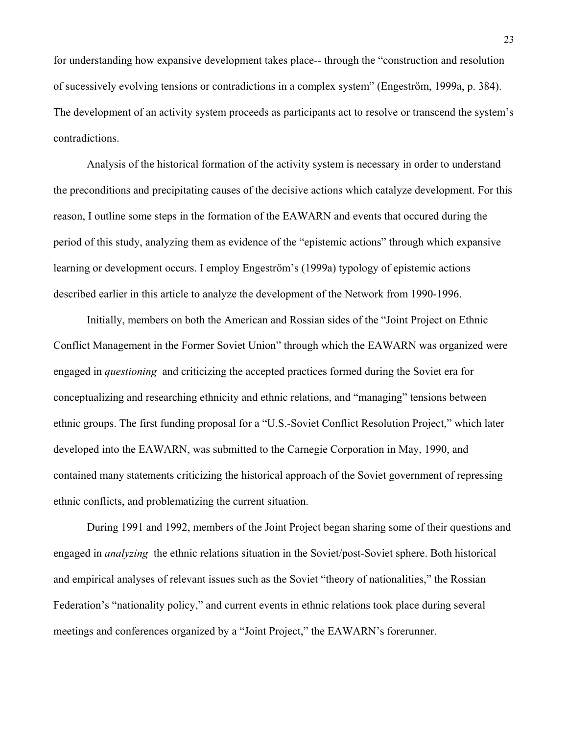for understanding how expansive development takes place-- through the "construction and resolution of sucessively evolving tensions or contradictions in a complex system" (Engeström, 1999a, p. 384). The development of an activity system proceeds as participants act to resolve or transcend the system's contradictions.

Analysis of the historical formation of the activity system is necessary in order to understand the preconditions and precipitating causes of the decisive actions which catalyze development. For this reason, I outline some steps in the formation of the EAWARN and events that occured during the period of this study, analyzing them as evidence of the "epistemic actions" through which expansive learning or development occurs. I employ Engeström's (1999a) typology of epistemic actions described earlier in this article to analyze the development of the Network from 1990-1996.

Initially, members on both the American and Rossian sides of the "Joint Project on Ethnic Conflict Management in the Former Soviet Union" through which the EAWARN was organized were engaged in *questioning* and criticizing the accepted practices formed during the Soviet era for conceptualizing and researching ethnicity and ethnic relations, and "managing" tensions between ethnic groups. The first funding proposal for a "U.S.-Soviet Conflict Resolution Project," which later developed into the EAWARN, was submitted to the Carnegie Corporation in May, 1990, and contained many statements criticizing the historical approach of the Soviet government of repressing ethnic conflicts, and problematizing the current situation.

During 1991 and 1992, members of the Joint Project began sharing some of their questions and engaged in *analyzing* the ethnic relations situation in the Soviet/post-Soviet sphere. Both historical and empirical analyses of relevant issues such as the Soviet "theory of nationalities," the Rossian Federation's "nationality policy," and current events in ethnic relations took place during several meetings and conferences organized by a "Joint Project," the EAWARN's forerunner.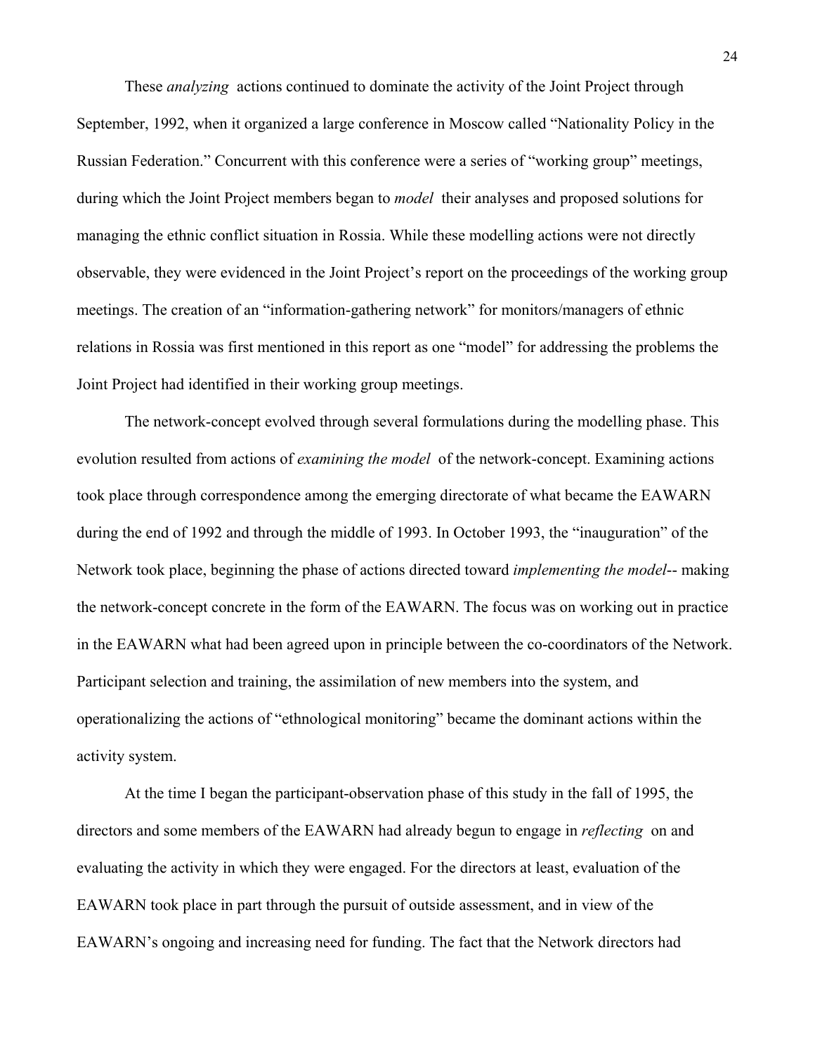These *analyzing* actions continued to dominate the activity of the Joint Project through September, 1992, when it organized a large conference in Moscow called "Nationality Policy in the Russian Federation." Concurrent with this conference were a series of "working group" meetings, during which the Joint Project members began to *model* their analyses and proposed solutions for managing the ethnic conflict situation in Rossia. While these modelling actions were not directly observable, they were evidenced in the Joint Project's report on the proceedings of the working group meetings. The creation of an "information-gathering network" for monitors/managers of ethnic relations in Rossia was first mentioned in this report as one "model" for addressing the problems the Joint Project had identified in their working group meetings.

The network-concept evolved through several formulations during the modelling phase. This evolution resulted from actions of *examining the model* of the network-concept. Examining actions took place through correspondence among the emerging directorate of what became the EAWARN during the end of 1992 and through the middle of 1993. In October 1993, the "inauguration" of the Network took place, beginning the phase of actions directed toward *implementing the model*-- making the network-concept concrete in the form of the EAWARN. The focus was on working out in practice in the EAWARN what had been agreed upon in principle between the co-coordinators of the Network. Participant selection and training, the assimilation of new members into the system, and operationalizing the actions of "ethnological monitoring" became the dominant actions within the activity system.

At the time I began the participant-observation phase of this study in the fall of 1995, the directors and some members of the EAWARN had already begun to engage in *reflecting* on and evaluating the activity in which they were engaged. For the directors at least, evaluation of the EAWARN took place in part through the pursuit of outside assessment, and in view of the EAWARN's ongoing and increasing need for funding. The fact that the Network directors had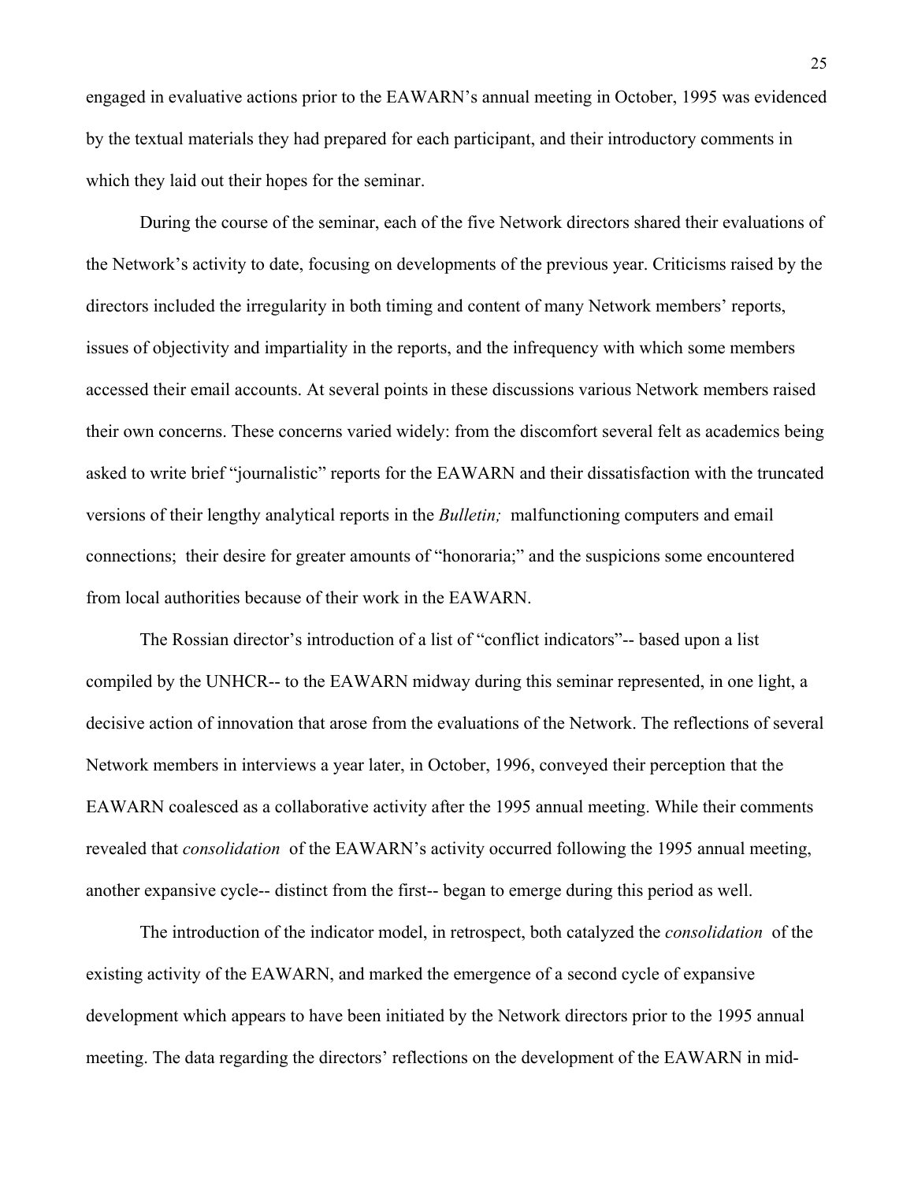engaged in evaluative actions prior to the EAWARN's annual meeting in October, 1995 was evidenced by the textual materials they had prepared for each participant, and their introductory comments in which they laid out their hopes for the seminar.

During the course of the seminar, each of the five Network directors shared their evaluations of the Network's activity to date, focusing on developments of the previous year. Criticisms raised by the directors included the irregularity in both timing and content of many Network members' reports, issues of objectivity and impartiality in the reports, and the infrequency with which some members accessed their email accounts. At several points in these discussions various Network members raised their own concerns. These concerns varied widely: from the discomfort several felt as academics being asked to write brief "journalistic" reports for the EAWARN and their dissatisfaction with the truncated versions of their lengthy analytical reports in the *Bulletin;* malfunctioning computers and email connections; their desire for greater amounts of "honoraria;" and the suspicions some encountered from local authorities because of their work in the EAWARN.

The Rossian director's introduction of a list of "conflict indicators"-- based upon a list compiled by the UNHCR-- to the EAWARN midway during this seminar represented, in one light, a decisive action of innovation that arose from the evaluations of the Network. The reflections of several Network members in interviews a year later, in October, 1996, conveyed their perception that the EAWARN coalesced as a collaborative activity after the 1995 annual meeting. While their comments revealed that *consolidation* of the EAWARN's activity occurred following the 1995 annual meeting, another expansive cycle-- distinct from the first-- began to emerge during this period as well.

The introduction of the indicator model, in retrospect, both catalyzed the *consolidation* of the existing activity of the EAWARN, and marked the emergence of a second cycle of expansive development which appears to have been initiated by the Network directors prior to the 1995 annual meeting. The data regarding the directors' reflections on the development of the EAWARN in mid-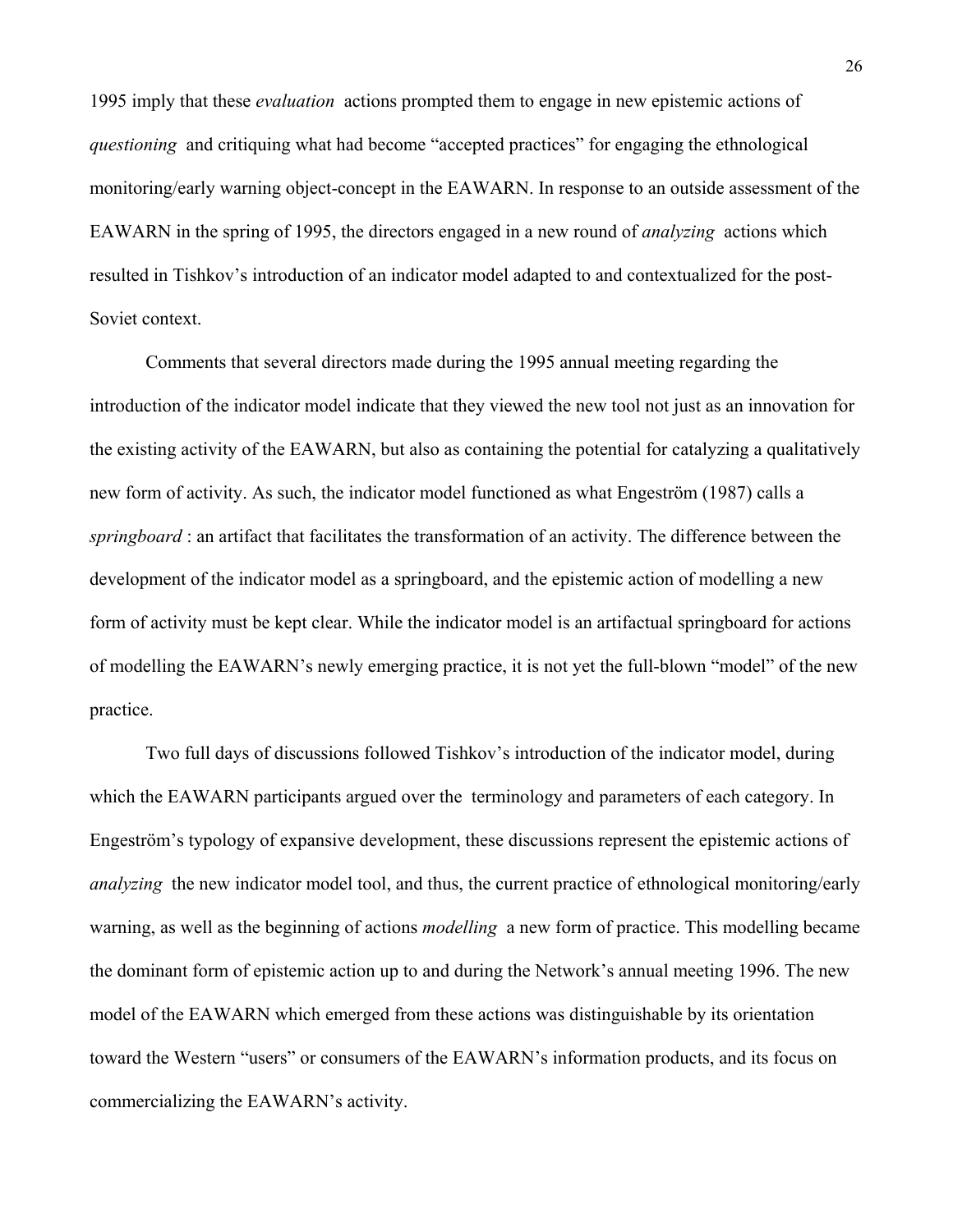1995 imply that these *evaluation* actions prompted them to engage in new epistemic actions of *questioning* and critiquing what had become "accepted practices" for engaging the ethnological monitoring/early warning object-concept in the EAWARN. In response to an outside assessment of the EAWARN in the spring of 1995, the directors engaged in a new round of *analyzing* actions which resulted in Tishkov's introduction of an indicator model adapted to and contextualized for the post-Soviet context.

Comments that several directors made during the 1995 annual meeting regarding the introduction of the indicator model indicate that they viewed the new tool not just as an innovation for the existing activity of the EAWARN, but also as containing the potential for catalyzing a qualitatively new form of activity. As such, the indicator model functioned as what Engeström (1987) calls a *springboard* : an artifact that facilitates the transformation of an activity. The difference between the development of the indicator model as a springboard, and the epistemic action of modelling a new form of activity must be kept clear. While the indicator model is an artifactual springboard for actions of modelling the EAWARN's newly emerging practice, it is not yet the full-blown "model" of the new practice.

Two full days of discussions followed Tishkov's introduction of the indicator model, during which the EAWARN participants argued over the terminology and parameters of each category. In Engeström's typology of expansive development, these discussions represent the epistemic actions of *analyzing* the new indicator model tool, and thus, the current practice of ethnological monitoring/early warning, as well as the beginning of actions *modelling* a new form of practice. This modelling became the dominant form of epistemic action up to and during the Network's annual meeting 1996. The new model of the EAWARN which emerged from these actions was distinguishable by its orientation toward the Western "users" or consumers of the EAWARN's information products, and its focus on commercializing the EAWARN's activity.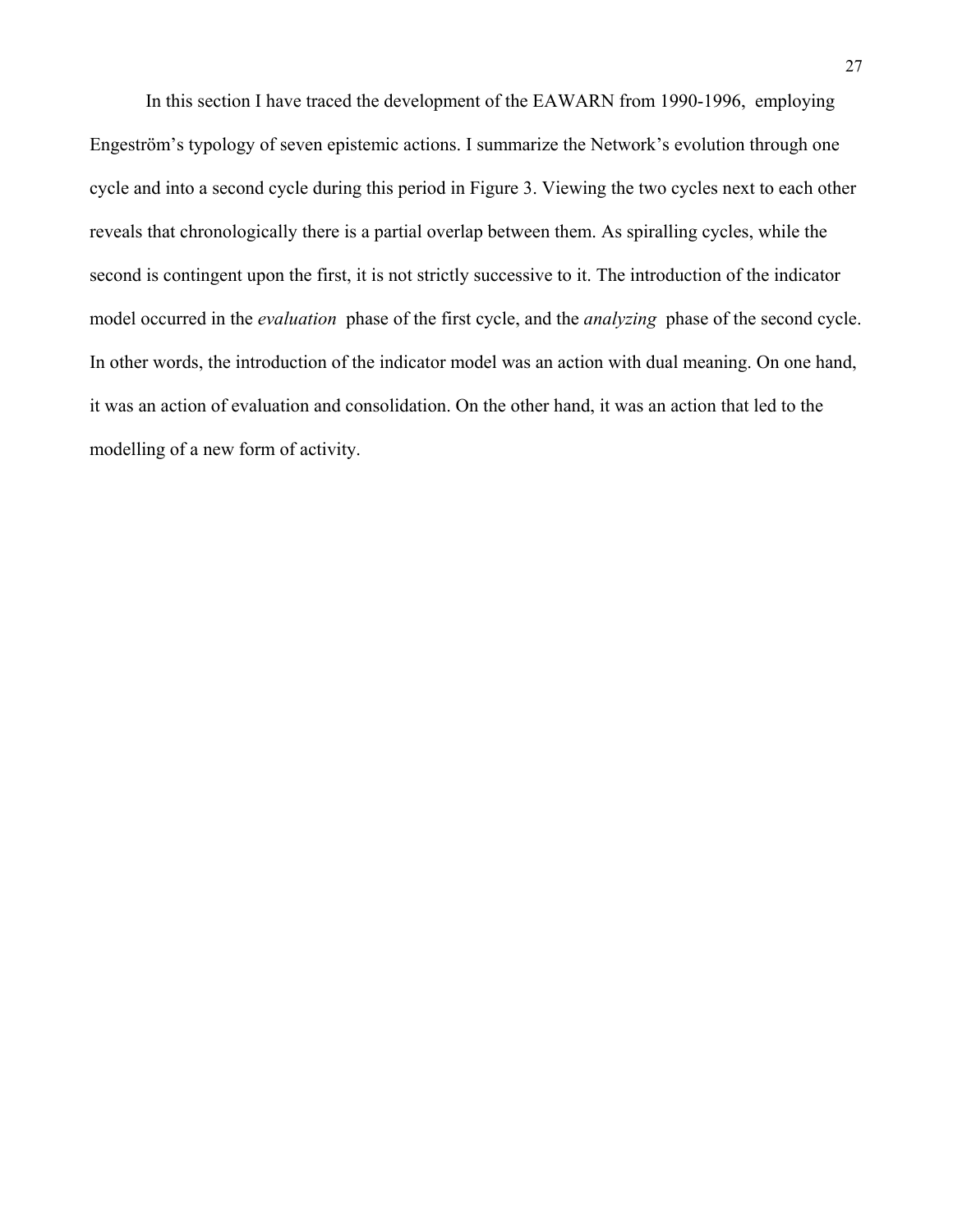In this section I have traced the development of the EAWARN from 1990-1996, employing Engeström's typology of seven epistemic actions. I summarize the Network's evolution through one cycle and into a second cycle during this period in Figure 3. Viewing the two cycles next to each other reveals that chronologically there is a partial overlap between them. As spiralling cycles, while the second is contingent upon the first, it is not strictly successive to it. The introduction of the indicator model occurred in the *evaluation* phase of the first cycle, and the *analyzing* phase of the second cycle. In other words, the introduction of the indicator model was an action with dual meaning. On one hand, it was an action of evaluation and consolidation. On the other hand, it was an action that led to the modelling of a new form of activity.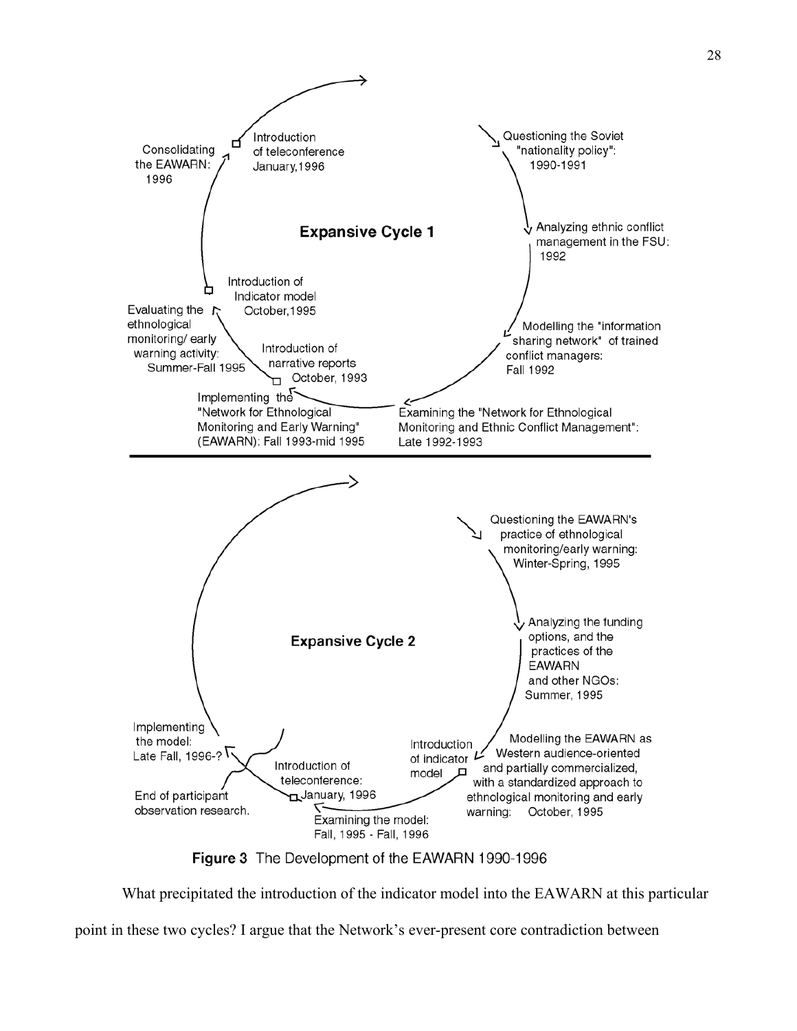**Expansive Cycle 1**

Questioning the Soviet "nationality policy": 1990-1991

Analyzing ethnic conflict management in the FSU: 1992

Modelling the "information sharing network" of trained conflict managers: Fall 1992

Examining the "Network for Ethnological Monitoring and Ethnic Conflict Management": Late 1992-1993

Implementing the "Network for Ethnological Monitoring and Early Warning" (EAWARN): Fall 1993-mid 1995

Introduction of narrative reports October, 1993

Evaluating the ethnological monitoring/ early warning activity: Summer-Fall 1995

Introduction of Indicator model October,1995

Consolidating the EAWARN: 1996

Introduction of teleconference January,1996

**Expansive Cycle 2**

Questioning the EAWARN's practice of ethnological monitoring/early warning: Winter-Spring, 1995

Analyzing the funding options, and the practices of the EAWARN and other NGOs: Summer, 1995

Modelling the EAWARN as Western audience-oriented and partially commercialized, with a standardized approach to ethnological monitoring and early warning: October, 1995

Introduction of indicator model

Examining the model: Fall, 1995 - Fall, 1996

Introduction of teleconference: January, 1996

Implementing the model: Late Fall, 1996-?

End of participant observation research.

**Figure 3** The Development of the EAWARN 1990-1996

What precipitated the introduction of the indicator model into the EAWARN at this particular point in these two cycles? I argue that the Network's ever-present core contradiction between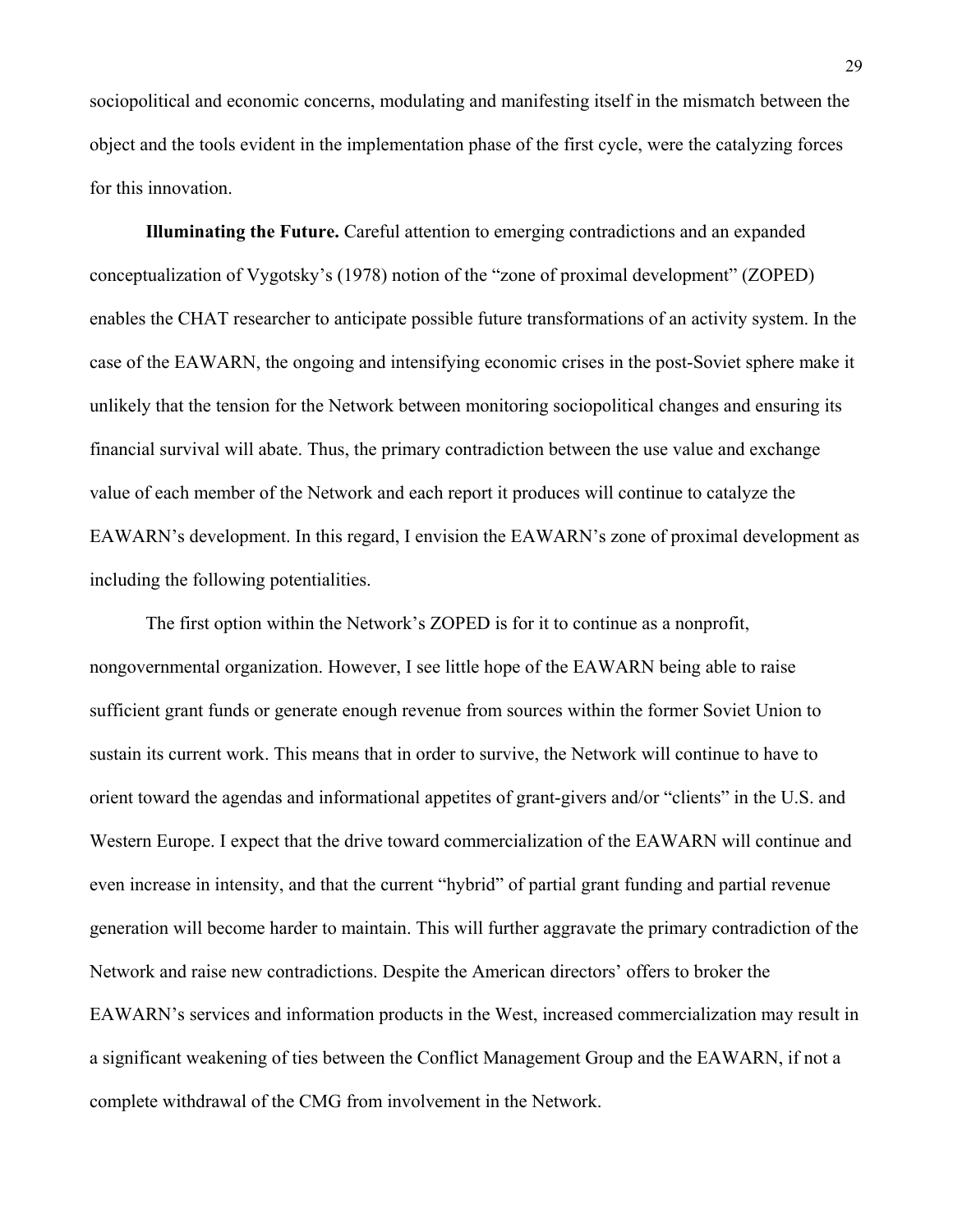sociopolitical and economic concerns, modulating and manifesting itself in the mismatch between the object and the tools evident in the implementation phase of the first cycle, were the catalyzing forces for this innovation.

**Illuminating the Future.** Careful attention to emerging contradictions and an expanded conceptualization of Vygotsky's (1978) notion of the "zone of proximal development" (ZOPED) enables the CHAT researcher to anticipate possible future transformations of an activity system. In the case of the EAWARN, the ongoing and intensifying economic crises in the post-Soviet sphere make it unlikely that the tension for the Network between monitoring sociopolitical changes and ensuring its financial survival will abate. Thus, the primary contradiction between the use value and exchange value of each member of the Network and each report it produces will continue to catalyze the EAWARN's development. In this regard, I envision the EAWARN's zone of proximal development as including the following potentialities.

The first option within the Network's ZOPED is for it to continue as a nonprofit, nongovernmental organization. However, I see little hope of the EAWARN being able to raise sufficient grant funds or generate enough revenue from sources within the former Soviet Union to sustain its current work. This means that in order to survive, the Network will continue to have to orient toward the agendas and informational appetites of grant-givers and/or "clients" in the U.S. and Western Europe. I expect that the drive toward commercialization of the EAWARN will continue and even increase in intensity, and that the current "hybrid" of partial grant funding and partial revenue generation will become harder to maintain. This will further aggravate the primary contradiction of the Network and raise new contradictions. Despite the American directors' offers to broker the EAWARN's services and information products in the West, increased commercialization may result in a significant weakening of ties between the Conflict Management Group and the EAWARN, if not a complete withdrawal of the CMG from involvement in the Network.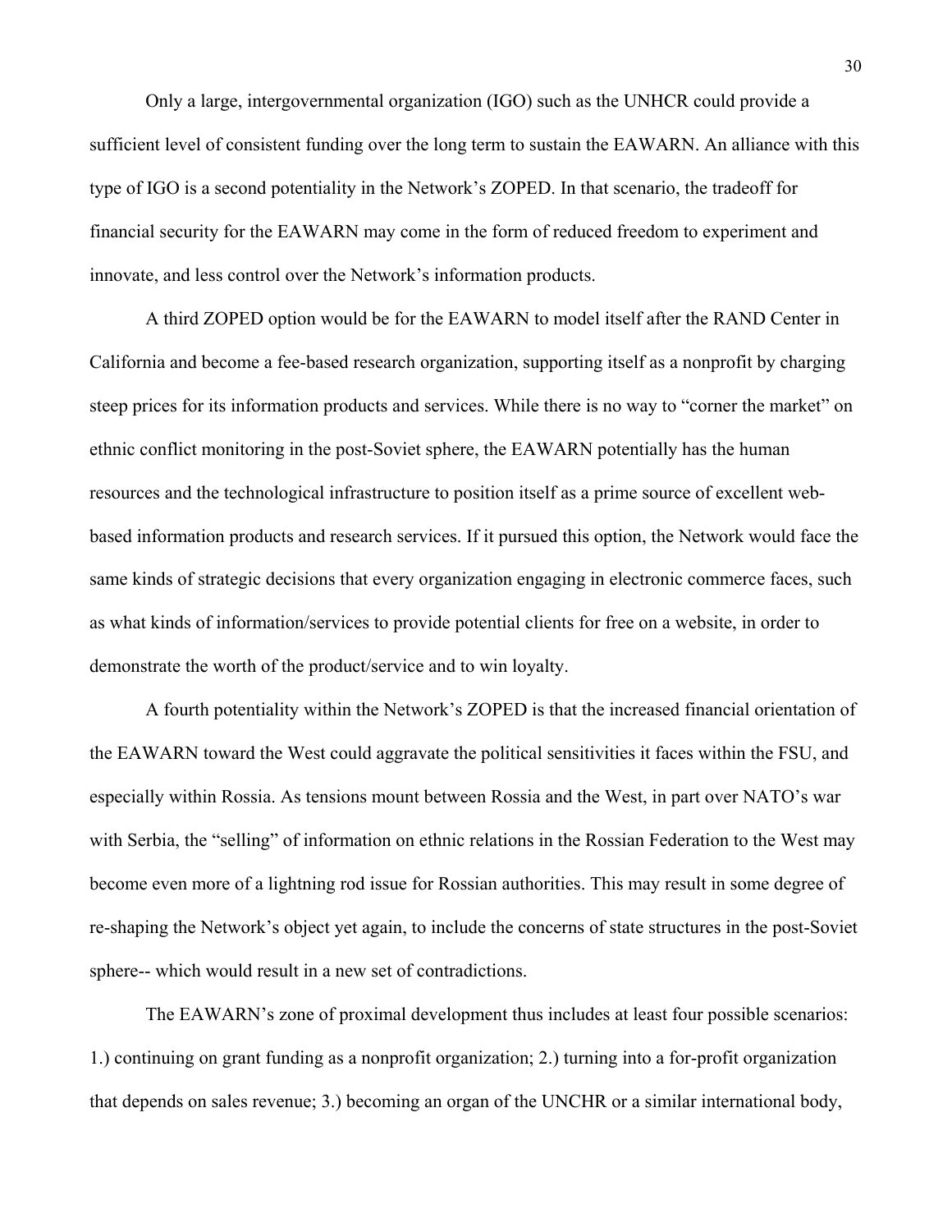Only a large, intergovernmental organization (IGO) such as the UNHCR could provide a sufficient level of consistent funding over the long term to sustain the EAWARN. An alliance with this type of IGO is a second potentiality in the Network's ZOPED. In that scenario, the tradeoff for financial security for the EAWARN may come in the form of reduced freedom to experiment and innovate, and less control over the Network's information products.

A third ZOPED option would be for the EAWARN to model itself after the RAND Center in California and become a fee-based research organization, supporting itself as a nonprofit by charging steep prices for its information products and services. While there is no way to "corner the market" on ethnic conflict monitoring in the post-Soviet sphere, the EAWARN potentially has the human resources and the technological infrastructure to position itself as a prime source of excellent web-based information products and research services. If it pursued this option, the Network would face the same kinds of strategic decisions that every organization engaging in electronic commerce faces, such as what kinds of information/services to provide potential clients for free on a website, in order to demonstrate the worth of the product/service and to win loyalty.

A fourth potentiality within the Network's ZOPED is that the increased financial orientation of the EAWARN toward the West could aggravate the political sensitivities it faces within the FSU, and especially within Rossia. As tensions mount between Rossia and the West, in part over NATO's war with Serbia, the "selling" of information on ethnic relations in the Rossian Federation to the West may become even more of a lightning rod issue for Rossian authorities. This may result in some degree of re-shaping the Network's object yet again, to include the concerns of state structures in the post-Soviet sphere-- which would result in a new set of contradictions.

The EAWARN's zone of proximal development thus includes at least four possible scenarios: 1.) continuing on grant funding as a nonprofit organization; 2.) turning into a for-profit organization that depends on sales revenue; 3.) becoming an organ of the UNCHR or a similar international body,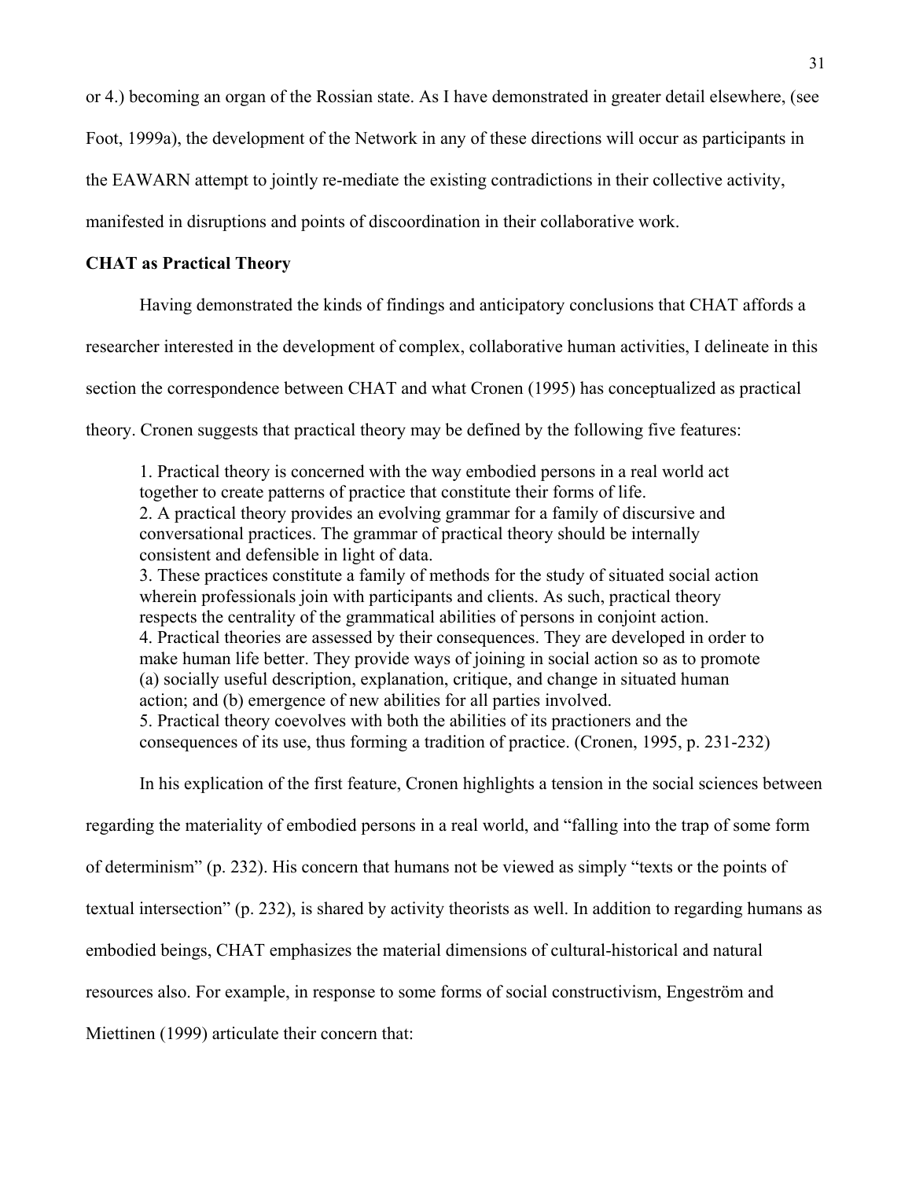or 4.) becoming an organ of the Rossian state. As I have demonstrated in greater detail elsewhere, (see Foot, 1999a), the development of the Network in any of these directions will occur as participants in the EAWARN attempt to jointly re-mediate the existing contradictions in their collective activity, manifested in disruptions and points of discoordination in their collaborative work.

**CHAT as Practical Theory**

Having demonstrated the kinds of findings and anticipatory conclusions that CHAT affords a researcher interested in the development of complex, collaborative human activities, I delineate in this section the correspondence between CHAT and what Cronen (1995) has conceptualized as practical theory. Cronen suggests that practical theory may be defined by the following five features:

> 1. Practical theory is concerned with the way embodied persons in a real world act together to create patterns of practice that constitute their forms of life.
> 2. A practical theory provides an evolving grammar for a family of discursive and conversational practices. The grammar of practical theory should be internally consistent and defensible in light of data.
> 3. These practices constitute a family of methods for the study of situated social action wherein professionals join with participants and clients. As such, practical theory respects the centrality of the grammatical abilities of persons in conjoint action.
> 4. Practical theories are assessed by their consequences. They are developed in order to make human life better. They provide ways of joining in social action so as to promote (a) socially useful description, explanation, critique, and change in situated human action; and (b) emergence of new abilities for all parties involved.
> 5. Practical theory coevolves with both the abilities of its practioners and the consequences of its use, thus forming a tradition of practice. (Cronen, 1995, p. 231-232)

In his explication of the first feature, Cronen highlights a tension in the social sciences between regarding the materiality of embodied persons in a real world, and "falling into the trap of some form of determinism" (p. 232). His concern that humans not be viewed as simply "texts or the points of textual intersection" (p. 232), is shared by activity theorists as well. In addition to regarding humans as embodied beings, CHAT emphasizes the material dimensions of cultural-historical and natural resources also. For example, in response to some forms of social constructivism, Engeström and Miettinen (1999) articulate their concern that: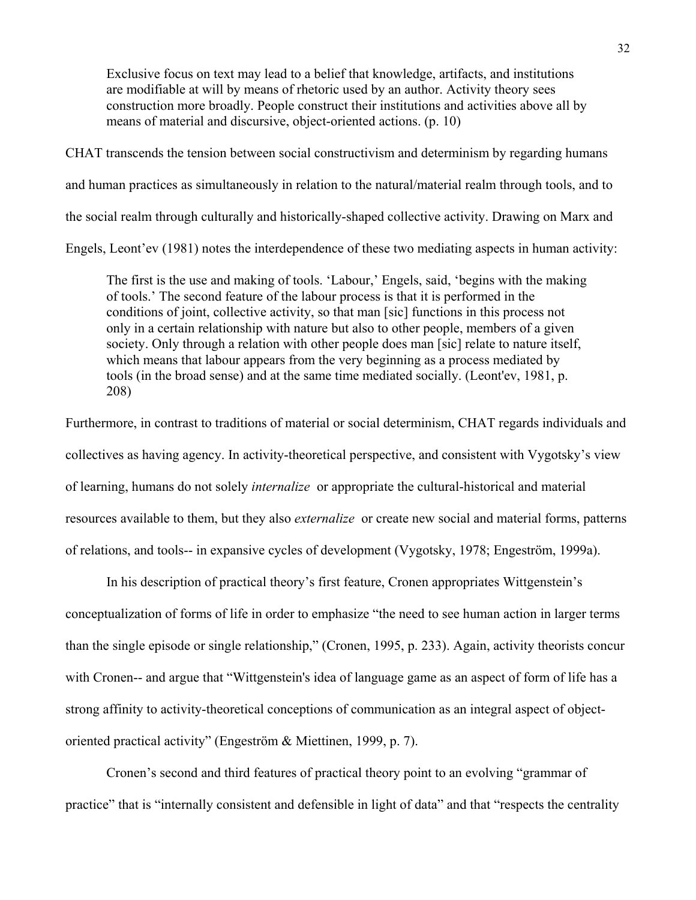> Exclusive focus on text may lead to a belief that knowledge, artifacts, and institutions are modifiable at will by means of rhetoric used by an author. Activity theory sees construction more broadly. People construct their institutions and activities above all by means of material and discursive, object-oriented actions. (p. 10)

CHAT transcends the tension between social constructivism and determinism by regarding humans and human practices as simultaneously in relation to the natural/material realm through tools, and to the social realm through culturally and historically-shaped collective activity. Drawing on Marx and Engels, Leont'ev (1981) notes the interdependence of these two mediating aspects in human activity:

> The first is the use and making of tools. 'Labour,' Engels, said, 'begins with the making of tools.' The second feature of the labour process is that it is performed in the conditions of joint, collective activity, so that man [sic] functions in this process not only in a certain relationship with nature but also to other people, members of a given society. Only through a relation with other people does man [sic] relate to nature itself, which means that labour appears from the very beginning as a process mediated by tools (in the broad sense) and at the same time mediated socially. (Leont'ev, 1981, p. 208)

Furthermore, in contrast to traditions of material or social determinism, CHAT regards individuals and collectives as having agency. In activity-theoretical perspective, and consistent with Vygotsky's view of learning, humans do not solely *internalize* or appropriate the cultural-historical and material resources available to them, but they also *externalize* or create new social and material forms, patterns of relations, and tools-- in expansive cycles of development (Vygotsky, 1978; Engeström, 1999a).

In his description of practical theory's first feature, Cronen appropriates Wittgenstein's conceptualization of forms of life in order to emphasize "the need to see human action in larger terms than the single episode or single relationship," (Cronen, 1995, p. 233). Again, activity theorists concur with Cronen-- and argue that "Wittgenstein's idea of language game as an aspect of form of life has a strong affinity to activity-theoretical conceptions of communication as an integral aspect of object-oriented practical activity" (Engeström & Miettinen, 1999, p. 7).

Cronen's second and third features of practical theory point to an evolving "grammar of practice" that is "internally consistent and defensible in light of data" and that "respects the centrality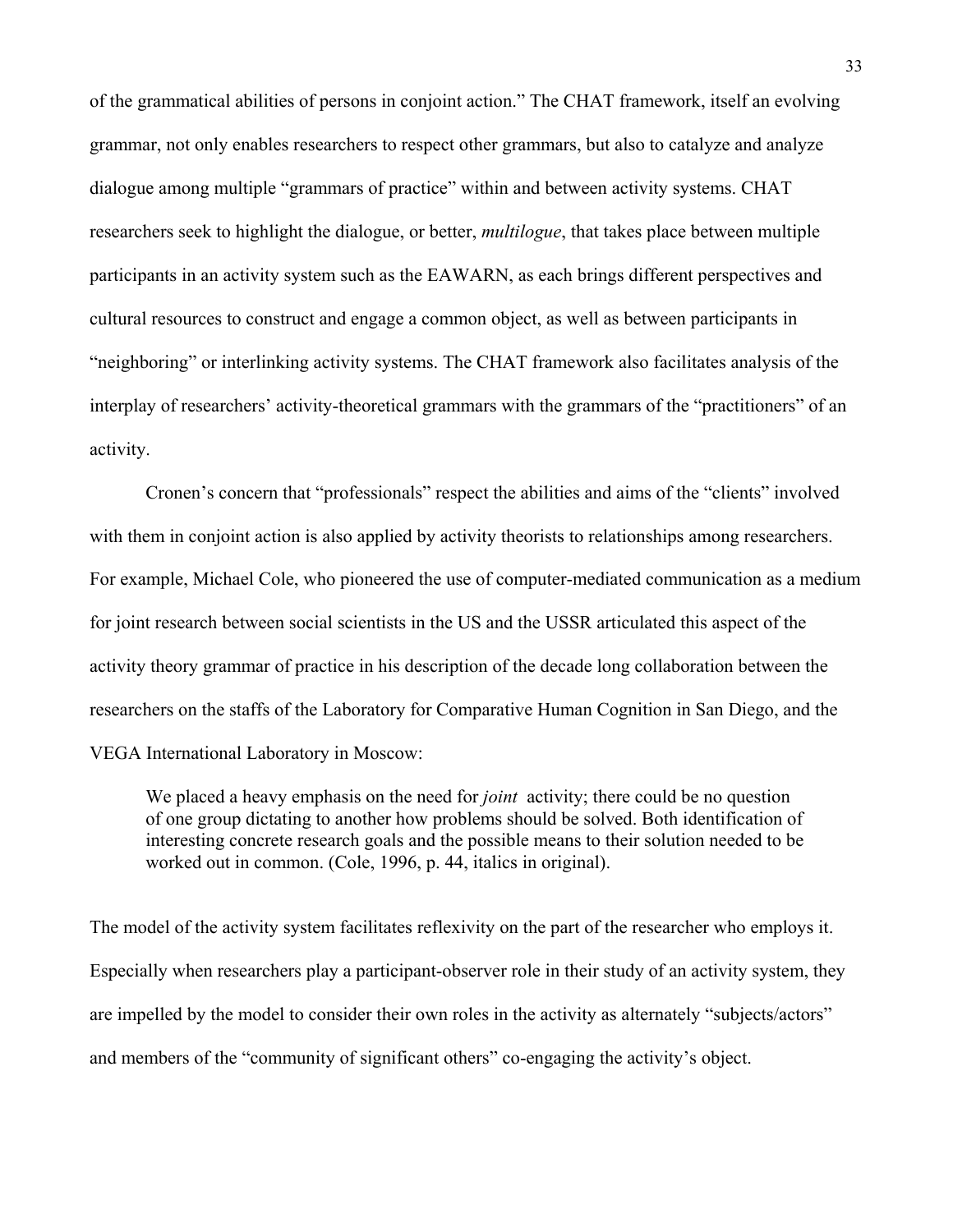of the grammatical abilities of persons in conjoint action." The CHAT framework, itself an evolving grammar, not only enables researchers to respect other grammars, but also to catalyze and analyze dialogue among multiple "grammars of practice" within and between activity systems. CHAT researchers seek to highlight the dialogue, or better, *multilogue*, that takes place between multiple participants in an activity system such as the EAWARN, as each brings different perspectives and cultural resources to construct and engage a common object, as well as between participants in "neighboring" or interlinking activity systems. The CHAT framework also facilitates analysis of the interplay of researchers' activity-theoretical grammars with the grammars of the "practitioners" of an activity.

Cronen's concern that "professionals" respect the abilities and aims of the "clients" involved with them in conjoint action is also applied by activity theorists to relationships among researchers. For example, Michael Cole, who pioneered the use of computer-mediated communication as a medium for joint research between social scientists in the US and the USSR articulated this aspect of the activity theory grammar of practice in his description of the decade long collaboration between the researchers on the staffs of the Laboratory for Comparative Human Cognition in San Diego, and the VEGA International Laboratory in Moscow:

> We placed a heavy emphasis on the need for *joint* activity; there could be no question of one group dictating to another how problems should be solved. Both identification of interesting concrete research goals and the possible means to their solution needed to be worked out in common. (Cole, 1996, p. 44, italics in original).

The model of the activity system facilitates reflexivity on the part of the researcher who employs it. Especially when researchers play a participant-observer role in their study of an activity system, they are impelled by the model to consider their own roles in the activity as alternately "subjects/actors" and members of the "community of significant others" co-engaging the activity's object.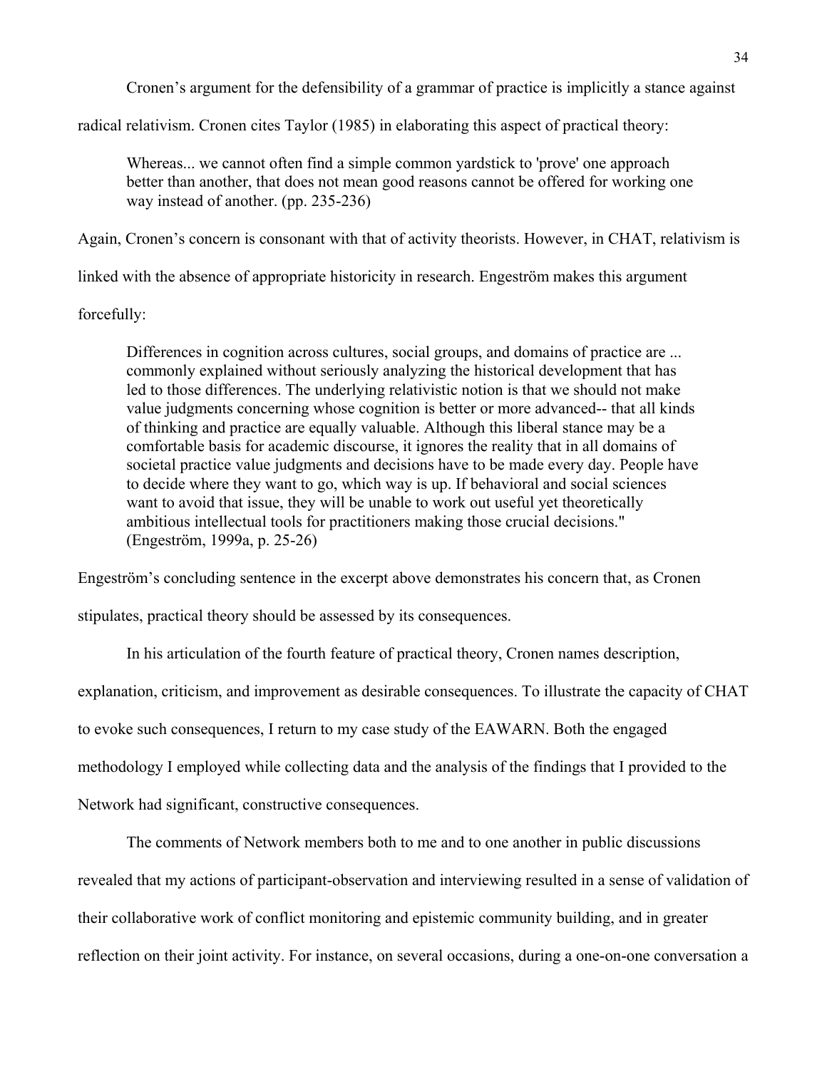Cronen's argument for the defensibility of a grammar of practice is implicitly a stance against radical relativism. Cronen cites Taylor (1985) in elaborating this aspect of practical theory:

> Whereas... we cannot often find a simple common yardstick to 'prove' one approach better than another, that does not mean good reasons cannot be offered for working one way instead of another. (pp. 235-236)

Again, Cronen's concern is consonant with that of activity theorists. However, in CHAT, relativism is linked with the absence of appropriate historicity in research. Engeström makes this argument forcefully:

> Differences in cognition across cultures, social groups, and domains of practice are ... commonly explained without seriously analyzing the historical development that has led to those differences. The underlying relativistic notion is that we should not make value judgments concerning whose cognition is better or more advanced-- that all kinds of thinking and practice are equally valuable. Although this liberal stance may be a comfortable basis for academic discourse, it ignores the reality that in all domains of societal practice value judgments and decisions have to be made every day. People have to decide where they want to go, which way is up. If behavioral and social sciences want to avoid that issue, they will be unable to work out useful yet theoretically ambitious intellectual tools for practitioners making those crucial decisions." (Engeström, 1999a, p. 25-26)

Engeström's concluding sentence in the excerpt above demonstrates his concern that, as Cronen stipulates, practical theory should be assessed by its consequences.

In his articulation of the fourth feature of practical theory, Cronen names description, explanation, criticism, and improvement as desirable consequences. To illustrate the capacity of CHAT to evoke such consequences, I return to my case study of the EAWARN. Both the engaged methodology I employed while collecting data and the analysis of the findings that I provided to the Network had significant, constructive consequences.

The comments of Network members both to me and to one another in public discussions revealed that my actions of participant-observation and interviewing resulted in a sense of validation of their collaborative work of conflict monitoring and epistemic community building, and in greater reflection on their joint activity. For instance, on several occasions, during a one-on-one conversation a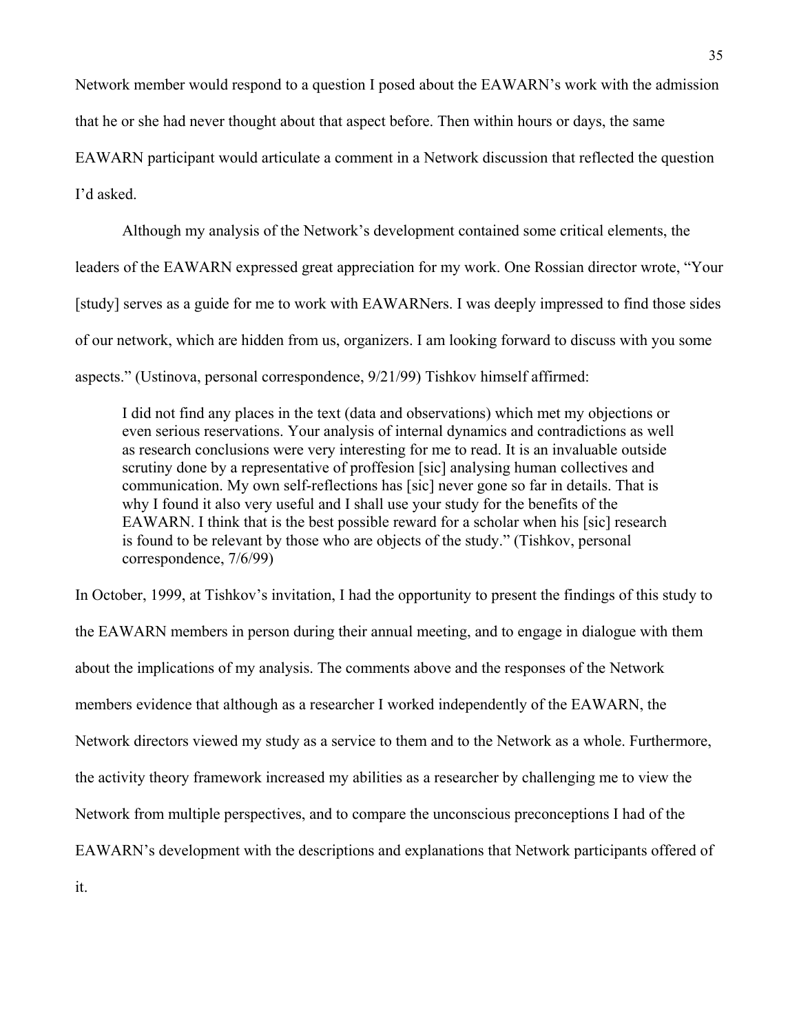Network member would respond to a question I posed about the EAWARN's work with the admission that he or she had never thought about that aspect before. Then within hours or days, the same EAWARN participant would articulate a comment in a Network discussion that reflected the question I'd asked.

Although my analysis of the Network's development contained some critical elements, the leaders of the EAWARN expressed great appreciation for my work. One Russian director wrote, "Your [study] serves as a guide for me to work with EAWARNers. I was deeply impressed to find those sides of our network, which are hidden from us, organizers. I am looking forward to discuss with you some aspects." (Ustinova, personal correspondence, 9/21/99) Tishkov himself affirmed:

> I did not find any places in the text (data and observations) which met my objections or even serious reservations. Your analysis of internal dynamics and contradictions as well as research conclusions were very interesting for me to read. It is an invaluable outside scrutiny done by a representative of proffesion [sic] analysing human collectives and communication. My own self-reflections has [sic] never gone so far in details. That is why I found it also very useful and I shall use your study for the benefits of the EAWARN. I think that is the best possible reward for a scholar when his [sic] research is found to be relevant by those who are objects of the study." (Tishkov, personal correspondence, 7/6/99)

In October, 1999, at Tishkov's invitation, I had the opportunity to present the findings of this study to the EAWARN members in person during their annual meeting, and to engage in dialogue with them about the implications of my analysis. The comments above and the responses of the Network members evidence that although as a researcher I worked independently of the EAWARN, the Network directors viewed my study as a service to them and to the Network as a whole. Furthermore, the activity theory framework increased my abilities as a researcher by challenging me to view the Network from multiple perspectives, and to compare the unconscious preconceptions I had of the EAWARN's development with the descriptions and explanations that Network participants offered of it.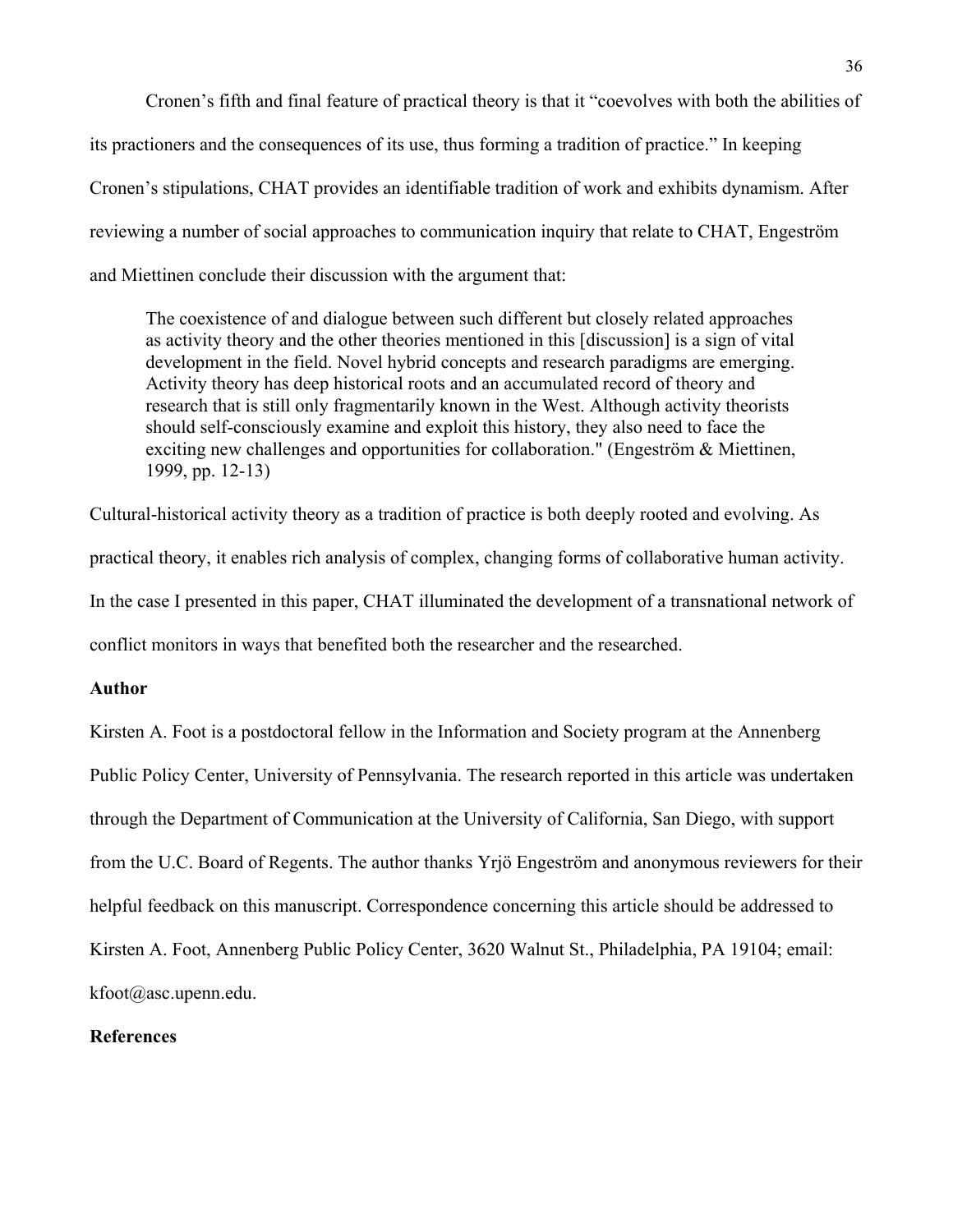Cronen's fifth and final feature of practical theory is that it "coevolves with both the abilities of its practioners and the consequences of its use, thus forming a tradition of practice." In keeping Cronen's stipulations, CHAT provides an identifiable tradition of work and exhibits dynamism. After reviewing a number of social approaches to communication inquiry that relate to CHAT, Engeström and Miettinen conclude their discussion with the argument that:

> The coexistence of and dialogue between such different but closely related approaches as activity theory and the other theories mentioned in this [discussion] is a sign of vital development in the field. Novel hybrid concepts and research paradigms are emerging. Activity theory has deep historical roots and an accumulated record of theory and research that is still only fragmentarily known in the West. Although activity theorists should self-consciously examine and exploit this history, they also need to face the exciting new challenges and opportunities for collaboration." (Engeström & Miettinen, 1999, pp. 12-13)

Cultural-historical activity theory as a tradition of practice is both deeply rooted and evolving. As practical theory, it enables rich analysis of complex, changing forms of collaborative human activity. In the case I presented in this paper, CHAT illuminated the development of a transnational network of conflict monitors in ways that benefited both the researcher and the researched.

**Author**

Kirsten A. Foot is a postdoctoral fellow in the Information and Society program at the Annenberg Public Policy Center, University of Pennsylvania. The research reported in this article was undertaken through the Department of Communication at the University of California, San Diego, with support from the U.C. Board of Regents. The author thanks Yrjö Engeström and anonymous reviewers for their helpful feedback on this manuscript. Correspondence concerning this article should be addressed to Kirsten A. Foot, Annenberg Public Policy Center, 3620 Walnut St., Philadelphia, PA 19104; email: kfoot@asc.upenn.edu.

**References**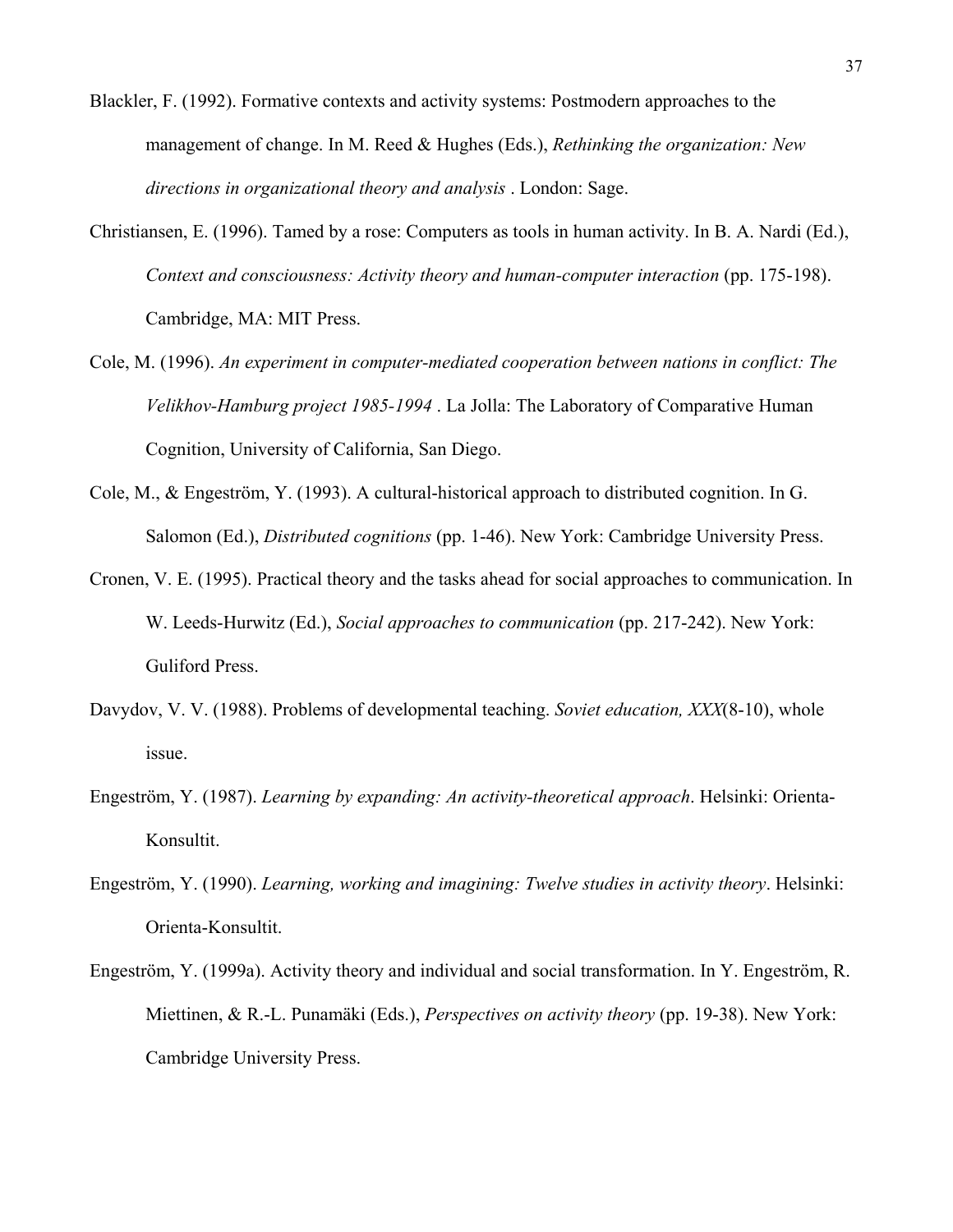Blackler, F. (1992). Formative contexts and activity systems: Postmodern approaches to the management of change. In M. Reed & Hughes (Eds.), *Rethinking the organization: New directions in organizational theory and analysis* . London: Sage.

Christiansen, E. (1996). Tamed by a rose: Computers as tools in human activity. In B. A. Nardi (Ed.), *Context and consciousness: Activity theory and human-computer interaction* (pp. 175-198). Cambridge, MA: MIT Press.

Cole, M. (1996). *An experiment in computer-mediated cooperation between nations in conflict: The Velikhov-Hamburg project 1985-1994* . La Jolla: The Laboratory of Comparative Human Cognition, University of California, San Diego.

Cole, M., & Engeström, Y. (1993). A cultural-historical approach to distributed cognition. In G. Salomon (Ed.), *Distributed cognitions* (pp. 1-46). New York: Cambridge University Press.

Cronen, V. E. (1995). Practical theory and the tasks ahead for social approaches to communication. In W. Leeds-Hurwitz (Ed.), *Social approaches to communication* (pp. 217-242). New York: Guliford Press.

Davydov, V. V. (1988). Problems of developmental teaching. *Soviet education, XXX*(8-10), whole issue.

Engeström, Y. (1987). *Learning by expanding: An activity-theoretical approach*. Helsinki: Orienta-Konsultit.

Engeström, Y. (1990). *Learning, working and imagining: Twelve studies in activity theory*. Helsinki: Orienta-Konsultit.

Engeström, Y. (1999a). Activity theory and individual and social transformation. In Y. Engeström, R. Miettinen, & R.-L. Punamäki (Eds.), *Perspectives on activity theory* (pp. 19-38). New York: Cambridge University Press.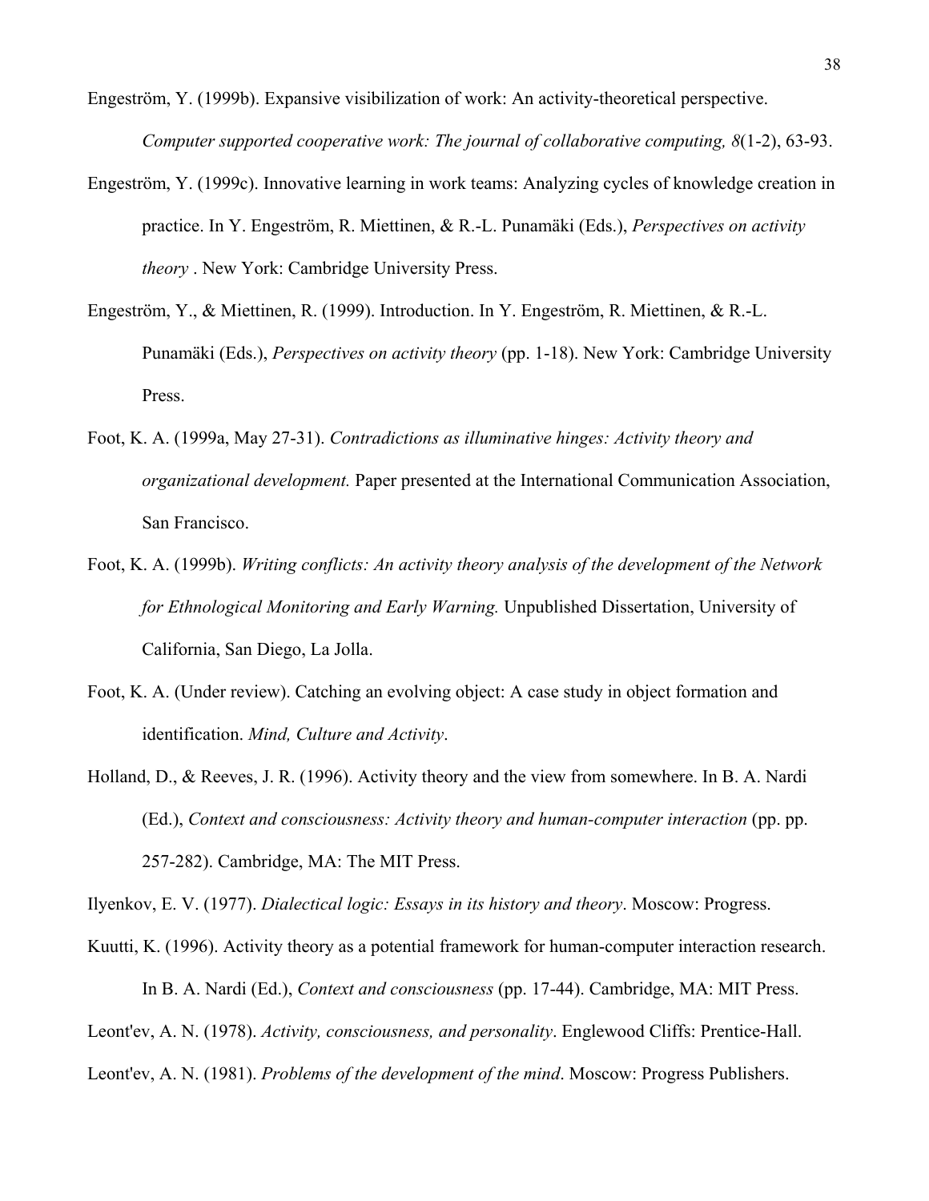Engeström, Y. (1999b). Expansive visibilization of work: An activity-theoretical perspective. *Computer supported cooperative work: The journal of collaborative computing, 8*(1-2), 63-93.

Engeström, Y. (1999c). Innovative learning in work teams: Analyzing cycles of knowledge creation in practice. In Y. Engeström, R. Miettinen, & R.-L. Punamäki (Eds.), *Perspectives on activity theory* . New York: Cambridge University Press.

Engeström, Y., & Miettinen, R. (1999). Introduction. In Y. Engeström, R. Miettinen, & R.-L. Punamäki (Eds.), *Perspectives on activity theory* (pp. 1-18). New York: Cambridge University Press.

Foot, K. A. (1999a, May 27-31). *Contradictions as illuminative hinges: Activity theory and organizational development.* Paper presented at the International Communication Association, San Francisco.

Foot, K. A. (1999b). *Writing conflicts: An activity theory analysis of the development of the Network for Ethnological Monitoring and Early Warning.* Unpublished Dissertation, University of California, San Diego, La Jolla.

Foot, K. A. (Under review). Catching an evolving object: A case study in object formation and identification. *Mind, Culture and Activity*.

Holland, D., & Reeves, J. R. (1996). Activity theory and the view from somewhere. In B. A. Nardi (Ed.), *Context and consciousness: Activity theory and human-computer interaction* (pp. pp. 257-282). Cambridge, MA: The MIT Press.

Ilyenkov, E. V. (1977). *Dialectical logic: Essays in its history and theory*. Moscow: Progress.

Kuutti, K. (1996). Activity theory as a potential framework for human-computer interaction research. In B. A. Nardi (Ed.), *Context and consciousness* (pp. 17-44). Cambridge, MA: MIT Press.

Leont'ev, A. N. (1978). *Activity, consciousness, and personality*. Englewood Cliffs: Prentice-Hall.

Leont'ev, A. N. (1981). *Problems of the development of the mind*. Moscow: Progress Publishers.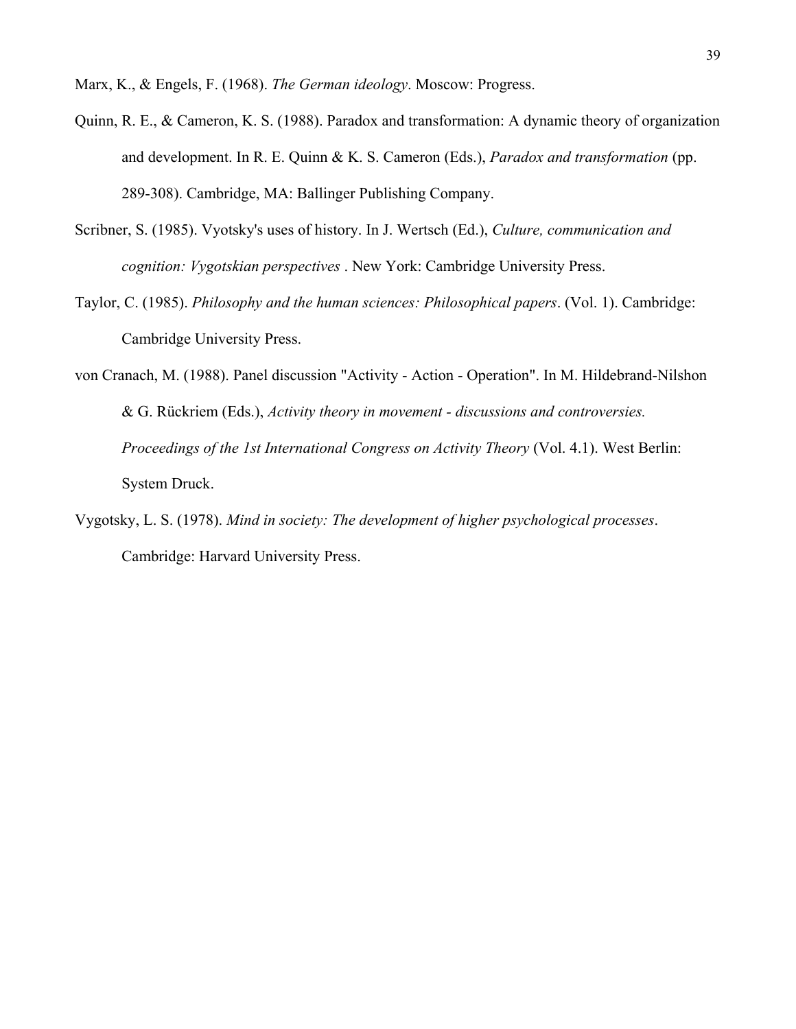Marx, K., & Engels, F. (1968). *The German ideology*. Moscow: Progress.

Quinn, R. E., & Cameron, K. S. (1988). Paradox and transformation: A dynamic theory of organization and development. In R. E. Quinn & K. S. Cameron (Eds.), *Paradox and transformation* (pp. 289-308). Cambridge, MA: Ballinger Publishing Company.

Scribner, S. (1985). Vyotsky's uses of history. In J. Wertsch (Ed.), *Culture, communication and cognition: Vygotskian perspectives* . New York: Cambridge University Press.

Taylor, C. (1985). *Philosophy and the human sciences: Philosophical papers*. (Vol. 1). Cambridge: Cambridge University Press.

von Cranach, M. (1988). Panel discussion "Activity - Action - Operation". In M. Hildebrand-Nilshon & G. Rückriem (Eds.), *Activity theory in movement - discussions and controversies. Proceedings of the 1st International Congress on Activity Theory* (Vol. 4.1). West Berlin: System Druck.

Vygotsky, L. S. (1978). *Mind in society: The development of higher psychological processes*. Cambridge: Harvard University Press.